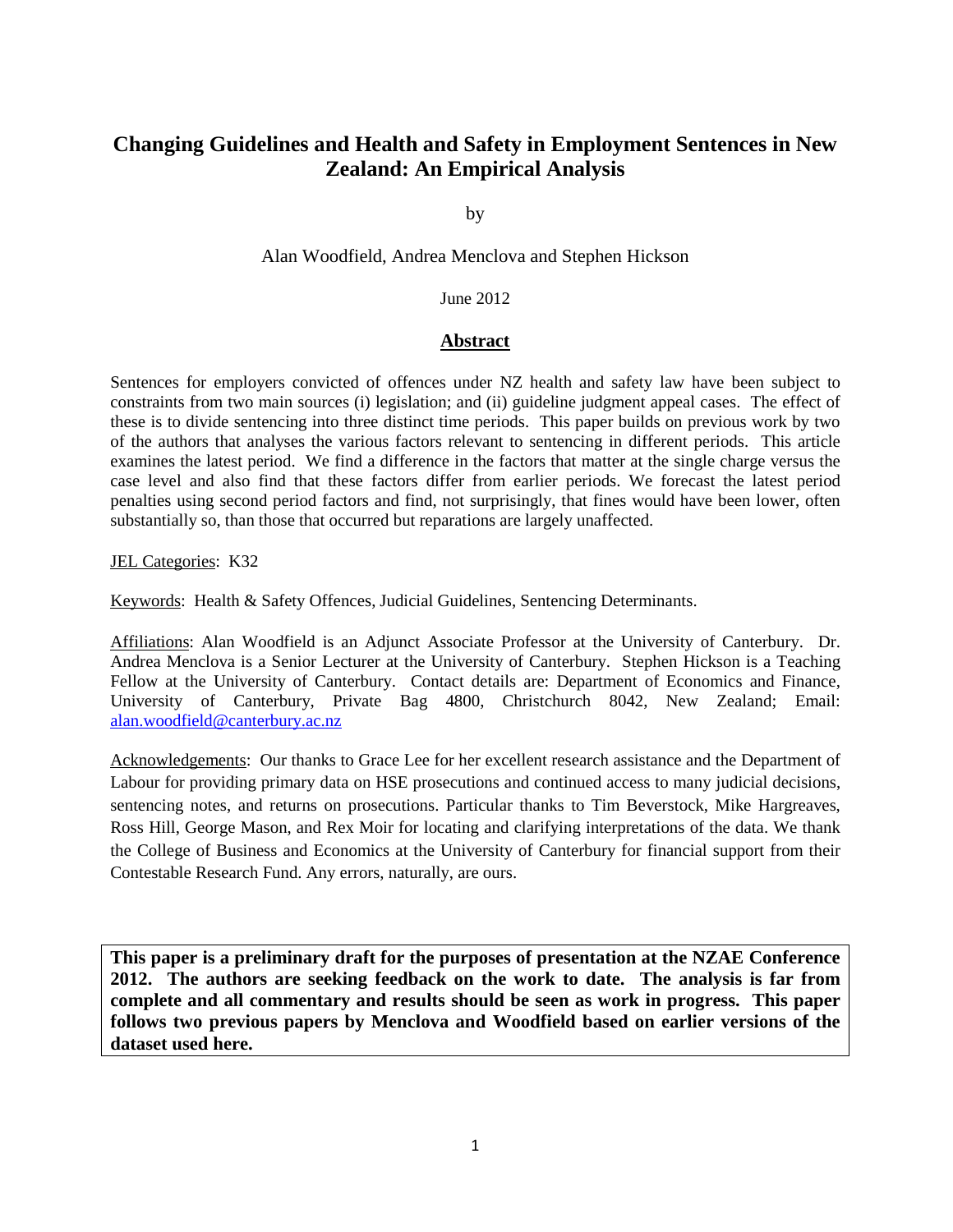# Changing Guidelines and Health and Safety in Employment Sentences in New Zealand: An Empirical Analysis

by

Alan Woodfield, Andrea Menclova and Stephen Hickson

June 2012

## Abstract

Sentences for employers convicted of offences under NZ health and safety law have been subject to constraints from two main sources (i) legislation; and (ii) guideline judgment appeal cases. The effect of these is to divide sentencing into three distinct time periods. This paper builds on previous work by two of the authors that analyses the various factors relevant to sentencing in different periods. This article examines the latest period. We find a difference in the factors that matter at the single charge versus the case level and also find that these factors differ from earlier periods. We forecast the latest period penalties using second period factors and find, not surprisingly, that fines would have been lower, often substantially so, than those that occurred but reparations are largely unaffected.

JEL Categories: K32

Keywords: Health & Safety Offences, Judicial Guidelines, Sentencing Determinants.

Affiliations: Alan Woodfield is an Adjunct Associate Professor at the University of Canterbury. Dr. Andrea Menclova is a Senior Lecturer at the University of Canterbury. Stephen Hickson is a Teaching Fellow at the University of Canterbury. Contact details are: Department of Economics and Finance, University of Canterbury, Private Bag 4800, Christchurch 8042, New Zealand; Email: alan.woodfield@canterbury.ac.nz

Acknowledgements: Our thanks to Grace Lee for her excellent research assistance and the Department of Labour for providing primary data on HSE prosecutions and continued access to many judicial decisions, sentencing notes, and returns on prosecutions. Particular thanks to Tim Beverstock, Mike Hargreaves, Ross Hill, George Mason, and Rex Moir for locating and clarifying interpretations of the data. We thank the College of Business and Economics at the University of Canterbury for financial support from their Contestable Research Fund. Any errors, naturally, are ours.

**This paper is a preliminary draft for the purposes of presentation at the NZAE Conference 2012. The authors are seeking feedback on the work to date. The analysis is far from complete and all commentary and results should be seen as work in progress. This paper follows two previous papers by Menclova and Woodfield based on earlier versions of the dataset used here.**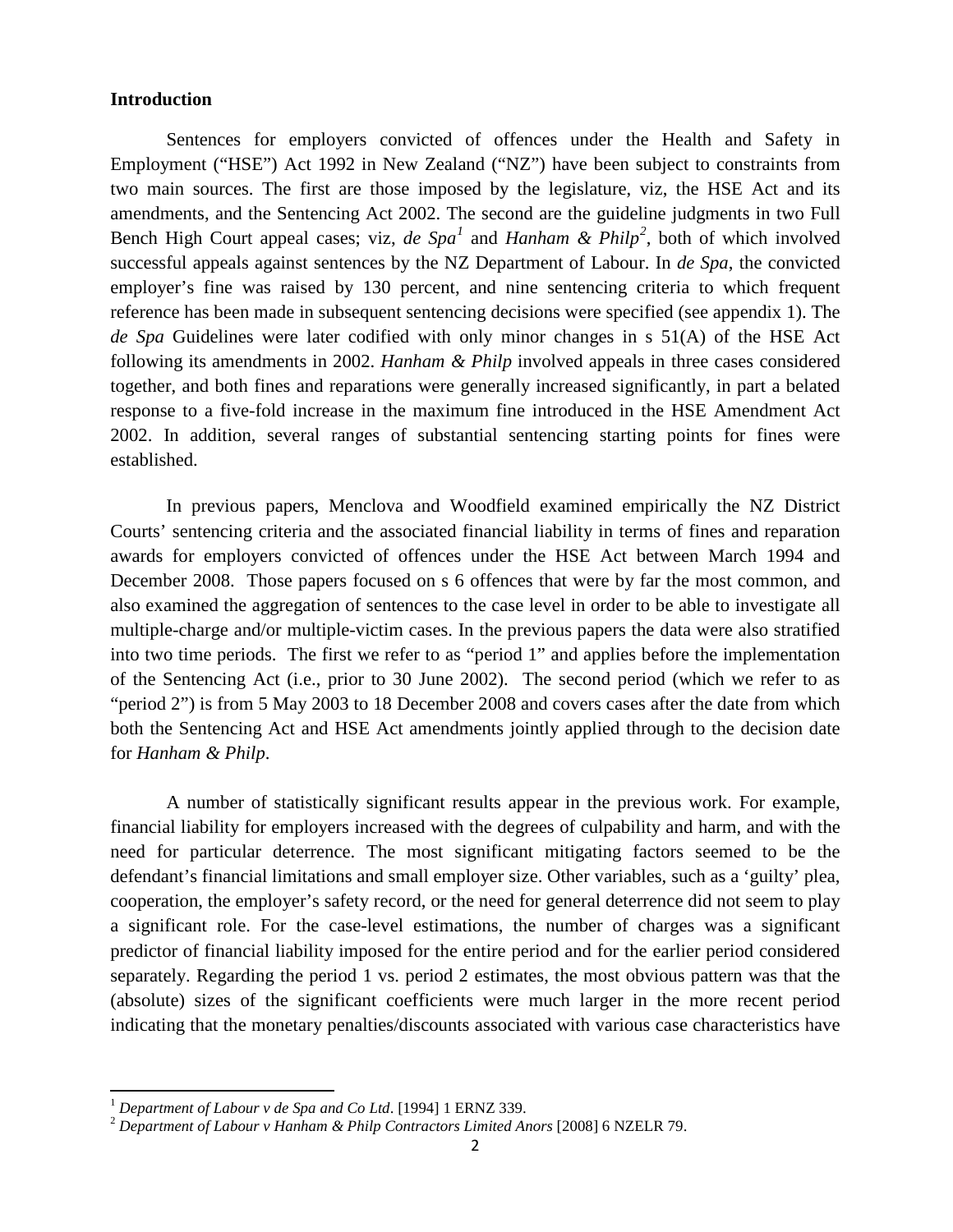## Introduction

Sentences for employers convicted of offences under the Health and Safety in Employment ("HSE") Act 1992 in New Zealand ("NZ") have been subject to constraints from two main sources. The first are those imposed by the legislature, viz, the HSE Act and its amendments, and the Sentencing Act 2002. The second are the guideline judgments in two Full Bench High Court appeal cases; viz, *de Spa*[1] and *Hanham & Philp*[2], both of which involved successful appeals against sentences by the NZ Department of Labour. In *de Spa*, the convicted employer's fine was raised by 130 percent, and nine sentencing criteria to which frequent reference has been made in subsequent sentencing decisions were specified (see appendix 1). The *de Spa* Guidelines were later codified with only minor changes in s 51(A) of the HSE Act following its amendments in 2002. *Hanham & Philp* involved appeals in three cases considered together, and both fines and reparations were generally increased significantly, in part a belated response to a five-fold increase in the maximum fine introduced in the HSE Amendment Act 2002. In addition, several ranges of substantial sentencing starting points for fines were established.

In previous papers, Menclova and Woodfield examined empirically the NZ District Courts' sentencing criteria and the associated financial liability in terms of fines and reparation awards for employers convicted of offences under the HSE Act between March 1994 and December 2008. Those papers focused on s 6 offences that were by far the most common, and also examined the aggregation of sentences to the case level in order to be able to investigate all multiple-charge and/or multiple-victim cases. In the previous papers the data were also stratified into two time periods. The first we refer to as "period 1" and applies before the implementation of the Sentencing Act (i.e., prior to 30 June 2002). The second period (which we refer to as "period 2") is from 5 May 2003 to 18 December 2008 and covers cases after the date from which both the Sentencing Act and HSE Act amendments jointly applied through to the decision date for *Hanham & Philp*.

A number of statistically significant results appear in the previous work. For example, financial liability for employers increased with the degrees of culpability and harm, and with the need for particular deterrence. The most significant mitigating factors seemed to be the defendant's financial limitations and small employer size. Other variables, such as a 'guilty' plea, cooperation, the employer's safety record, or the need for general deterrence did not seem to play a significant role. For the case-level estimations, the number of charges was a significant predictor of financial liability imposed for the entire period and for the earlier period considered separately. Regarding the period 1 vs. period 2 estimates, the most obvious pattern was that the (absolute) sizes of the significant coefficients were much larger in the more recent period indicating that the monetary penalties/discounts associated with various case characteristics have

[1] *Department of Labour v de Spa and Co Ltd*. [1994] 1 ERNZ 339.

[2] *Department of Labour v Hanham & Philp Contractors Limited Anors* [2008] 6 NZELR 79.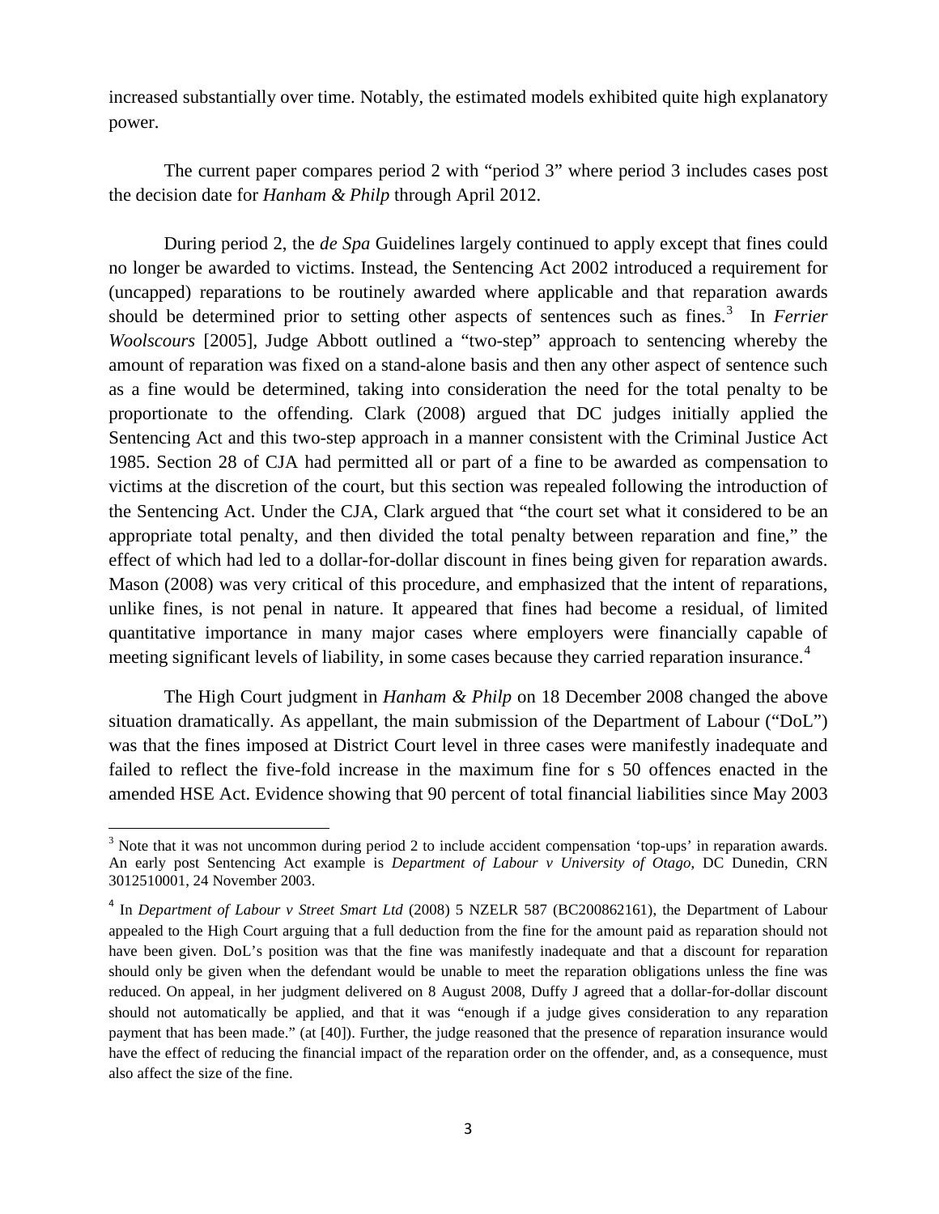increased substantially over time. Notably, the estimated models exhibited quite high explanatory power.

The current paper compares period 2 with "period 3" where period 3 includes cases post the decision date for *Hanham & Philp* through April 2012.

During period 2, the *de Spa* Guidelines largely continued to apply except that fines could no longer be awarded to victims. Instead, the Sentencing Act 2002 introduced a requirement for (uncapped) reparations to be routinely awarded where applicable and that reparation awards should be determined prior to setting other aspects of sentences such as fines.[3] In *Ferrier Woolscours* [2005], Judge Abbott outlined a "two-step" approach to sentencing whereby the amount of reparation was fixed on a stand-alone basis and then any other aspect of sentence such as a fine would be determined, taking into consideration the need for the total penalty to be proportionate to the offending. Clark (2008) argued that DC judges initially applied the Sentencing Act and this two-step approach in a manner consistent with the Criminal Justice Act 1985. Section 28 of CJA had permitted all or part of a fine to be awarded as compensation to victims at the discretion of the court, but this section was repealed following the introduction of the Sentencing Act. Under the CJA, Clark argued that "the court set what it considered to be an appropriate total penalty, and then divided the total penalty between reparation and fine," the effect of which had led to a dollar-for-dollar discount in fines being given for reparation awards. Mason (2008) was very critical of this procedure, and emphasized that the intent of reparations, unlike fines, is not penal in nature. It appeared that fines had become a residual, of limited quantitative importance in many major cases where employers were financially capable of meeting significant levels of liability, in some cases because they carried reparation insurance.[4]

The High Court judgment in *Hanham & Philp* on 18 December 2008 changed the above situation dramatically. As appellant, the main submission of the Department of Labour ("DoL") was that the fines imposed at District Court level in three cases were manifestly inadequate and failed to reflect the five-fold increase in the maximum fine for s 50 offences enacted in the amended HSE Act. Evidence showing that 90 percent of total financial liabilities since May 2003

---

[3] Note that it was not uncommon during period 2 to include accident compensation 'top-ups' in reparation awards. An early post Sentencing Act example is *Department of Labour v University of Otago*, DC Dunedin, CRN 3012510001, 24 November 2003.

[4] In *Department of Labour v Street Smart Ltd* (2008) 5 NZELR 587 (BC200862161), the Department of Labour appealed to the High Court arguing that a full deduction from the fine for the amount paid as reparation should not have been given. DoL's position was that the fine was manifestly inadequate and that a discount for reparation should only be given when the defendant would be unable to meet the reparation obligations unless the fine was reduced. On appeal, in her judgment delivered on 8 August 2008, Duffy J agreed that a dollar-for-dollar discount should not automatically be applied, and that it was "enough if a judge gives consideration to any reparation payment that has been made." (at [40]). Further, the judge reasoned that the presence of reparation insurance would have the effect of reducing the financial impact of the reparation order on the offender, and, as a consequence, must also affect the size of the fine.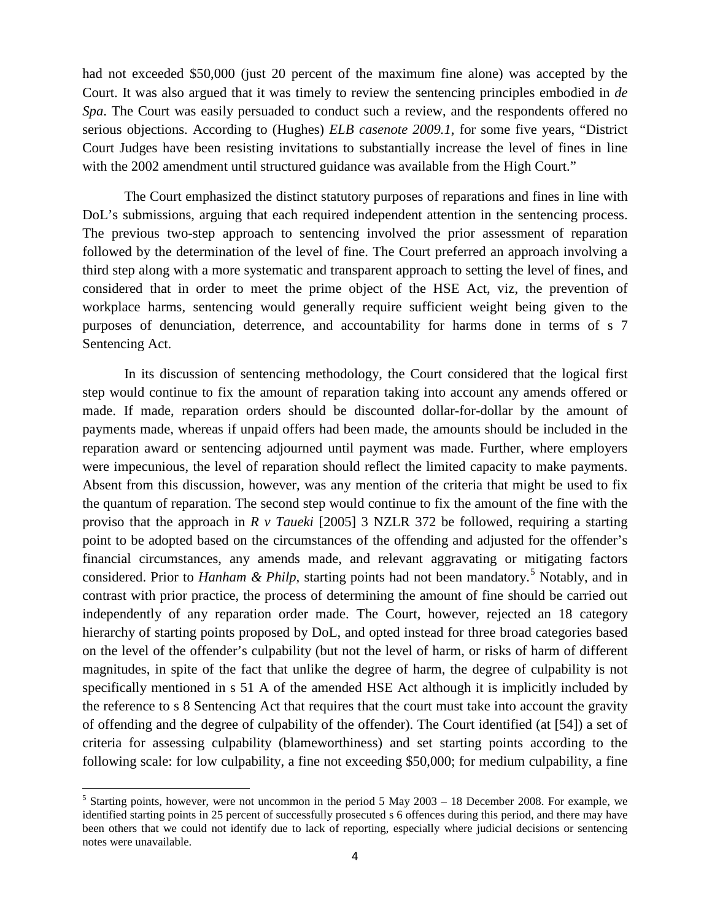had not exceeded $50,000 (just 20 percent of the maximum fine alone) was accepted by the Court. It was also argued that it was timely to review the sentencing principles embodied in *de Spa*. The Court was easily persuaded to conduct such a review, and the respondents offered no serious objections. According to (Hughes) *ELB casenote 2009.1*, for some five years, "District Court Judges have been resisting invitations to substantially increase the level of fines in line with the 2002 amendment until structured guidance was available from the High Court."

The Court emphasized the distinct statutory purposes of reparations and fines in line with DoL's submissions, arguing that each required independent attention in the sentencing process. The previous two-step approach to sentencing involved the prior assessment of reparation followed by the determination of the level of fine. The Court preferred an approach involving a third step along with a more systematic and transparent approach to setting the level of fines, and considered that in order to meet the prime object of the HSE Act, viz, the prevention of workplace harms, sentencing would generally require sufficient weight being given to the purposes of denunciation, deterrence, and accountability for harms done in terms of s 7 Sentencing Act.

In its discussion of sentencing methodology, the Court considered that the logical first step would continue to fix the amount of reparation taking into account any amends offered or made. If made, reparation orders should be discounted dollar-for-dollar by the amount of payments made, whereas if unpaid offers had been made, the amounts should be included in the reparation award or sentencing adjourned until payment was made. Further, where employers were impecunious, the level of reparation should reflect the limited capacity to make payments. Absent from this discussion, however, was any mention of the criteria that might be used to fix the quantum of reparation. The second step would continue to fix the amount of the fine with the proviso that the approach in *R v Taueki* [2005] 3 NZLR 372 be followed, requiring a starting point to be adopted based on the circumstances of the offending and adjusted for the offender's financial circumstances, any amends made, and relevant aggravating or mitigating factors considered. Prior to *Hanham & Philp*, starting points had not been mandatory.[5] Notably, and in contrast with prior practice, the process of determining the amount of fine should be carried out independently of any reparation order made. The Court, however, rejected an 18 category hierarchy of starting points proposed by DoL, and opted instead for three broad categories based on the level of the offender's culpability (but not the level of harm, or risks of harm of different magnitudes, in spite of the fact that unlike the degree of harm, the degree of culpability is not specifically mentioned in s 51 A of the amended HSE Act although it is implicitly included by the reference to s 8 Sentencing Act that requires that the court must take into account the gravity of offending and the degree of culpability of the offender). The Court identified (at [54]) a set of criteria for assessing culpability (blameworthiness) and set starting points according to the following scale: for low culpability, a fine not exceeding $50,000; for medium culpability, a fine

[5] Starting points, however, were not uncommon in the period 5 May 2003 – 18 December 2008. For example, we identified starting points in 25 percent of successfully prosecuted s 6 offences during this period, and there may have been others that we could not identify due to lack of reporting, especially where judicial decisions or sentencing notes were unavailable.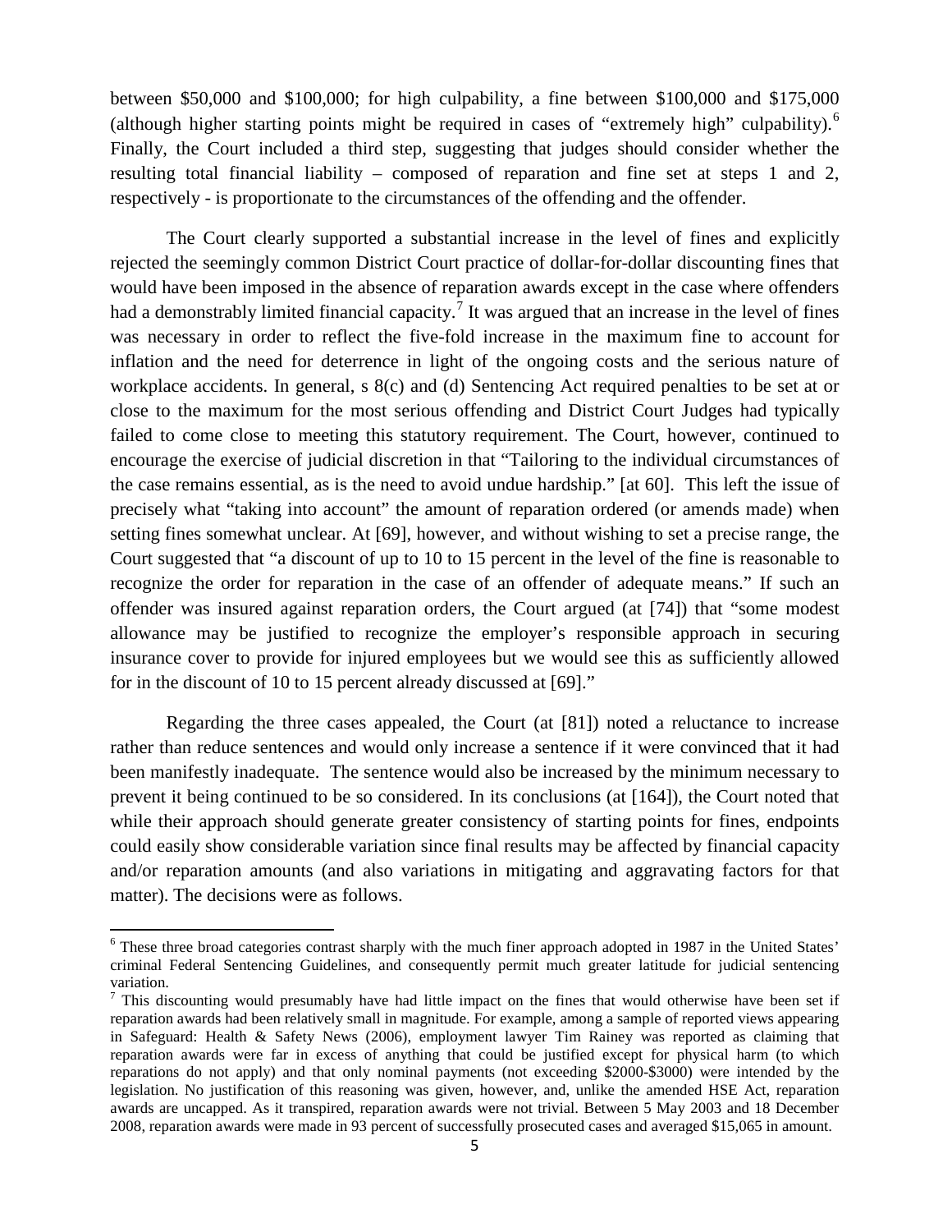between $50,000 and $100,000; for high culpability, a fine between $100,000 and $175,000 (although higher starting points might be required in cases of "extremely high" culpability).[6] Finally, the Court included a third step, suggesting that judges should consider whether the resulting total financial liability – composed of reparation and fine set at steps 1 and 2, respectively - is proportionate to the circumstances of the offending and the offender.

The Court clearly supported a substantial increase in the level of fines and explicitly rejected the seemingly common District Court practice of dollar-for-dollar discounting fines that would have been imposed in the absence of reparation awards except in the case where offenders had a demonstrably limited financial capacity.[7] It was argued that an increase in the level of fines was necessary in order to reflect the five-fold increase in the maximum fine to account for inflation and the need for deterrence in light of the ongoing costs and the serious nature of workplace accidents. In general, s 8(c) and (d) Sentencing Act required penalties to be set at or close to the maximum for the most serious offending and District Court Judges had typically failed to come close to meeting this statutory requirement. The Court, however, continued to encourage the exercise of judicial discretion in that "Tailoring to the individual circumstances of the case remains essential, as is the need to avoid undue hardship." [at 60]. This left the issue of precisely what "taking into account" the amount of reparation ordered (or amends made) when setting fines somewhat unclear. At [69], however, and without wishing to set a precise range, the Court suggested that "a discount of up to 10 to 15 percent in the level of the fine is reasonable to recognize the order for reparation in the case of an offender of adequate means." If such an offender was insured against reparation orders, the Court argued (at [74]) that "some modest allowance may be justified to recognize the employer's responsible approach in securing insurance cover to provide for injured employees but we would see this as sufficiently allowed for in the discount of 10 to 15 percent already discussed at [69]."

Regarding the three cases appealed, the Court (at [81]) noted a reluctance to increase rather than reduce sentences and would only increase a sentence if it were convinced that it had been manifestly inadequate. The sentence would also be increased by the minimum necessary to prevent it being continued to be so considered. In its conclusions (at [164]), the Court noted that while their approach should generate greater consistency of starting points for fines, endpoints could easily show considerable variation since final results may be affected by financial capacity and/or reparation amounts (and also variations in mitigating and aggravating factors for that matter). The decisions were as follows.

---

[6] These three broad categories contrast sharply with the much finer approach adopted in 1987 in the United States' criminal Federal Sentencing Guidelines, and consequently permit much greater latitude for judicial sentencing variation.

[7] This discounting would presumably have had little impact on the fines that would otherwise have been set if reparation awards had been relatively small in magnitude. For example, among a sample of reported views appearing in Safeguard: Health & Safety News (2006), employment lawyer Tim Rainey was reported as claiming that reparation awards were far in excess of anything that could be justified except for physical harm (to which reparations do not apply) and that only nominal payments (not exceeding $2000-$3000) were intended by the legislation. No justification of this reasoning was given, however, and, unlike the amended HSE Act, reparation awards are uncapped. As it transpired, reparation awards were not trivial. Between 5 May 2003 and 18 December 2008, reparation awards were made in 93 percent of successfully prosecuted cases and averaged $15,065 in amount.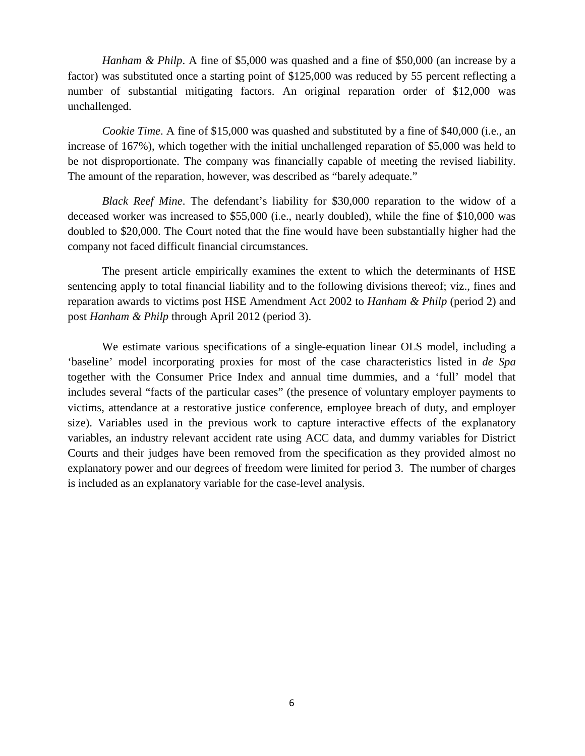*Hanham & Philp*. A fine of $5,000 was quashed and a fine of $50,000 (an increase by a factor) was substituted once a starting point of $125,000 was reduced by 55 percent reflecting a number of substantial mitigating factors. An original reparation order of $12,000 was unchallenged.

*Cookie Time*. A fine of $15,000 was quashed and substituted by a fine of $40,000 (i.e., an increase of 167%), which together with the initial unchallenged reparation of $5,000 was held to be not disproportionate. The company was financially capable of meeting the revised liability. The amount of the reparation, however, was described as "barely adequate."

*Black Reef Mine*. The defendant's liability for $30,000 reparation to the widow of a deceased worker was increased to $55,000 (i.e., nearly doubled), while the fine of $10,000 was doubled to $20,000. The Court noted that the fine would have been substantially higher had the company not faced difficult financial circumstances.

The present article empirically examines the extent to which the determinants of HSE sentencing apply to total financial liability and to the following divisions thereof; viz., fines and reparation awards to victims post HSE Amendment Act 2002 to *Hanham & Philp* (period 2) and post *Hanham & Philp* through April 2012 (period 3).

We estimate various specifications of a single-equation linear OLS model, including a 'baseline' model incorporating proxies for most of the case characteristics listed in *de Spa* together with the Consumer Price Index and annual time dummies, and a 'full' model that includes several "facts of the particular cases" (the presence of voluntary employer payments to victims, attendance at a restorative justice conference, employee breach of duty, and employer size). Variables used in the previous work to capture interactive effects of the explanatory variables, an industry relevant accident rate using ACC data, and dummy variables for District Courts and their judges have been removed from the specification as they provided almost no explanatory power and our degrees of freedom were limited for period 3. The number of charges is included as an explanatory variable for the case-level analysis.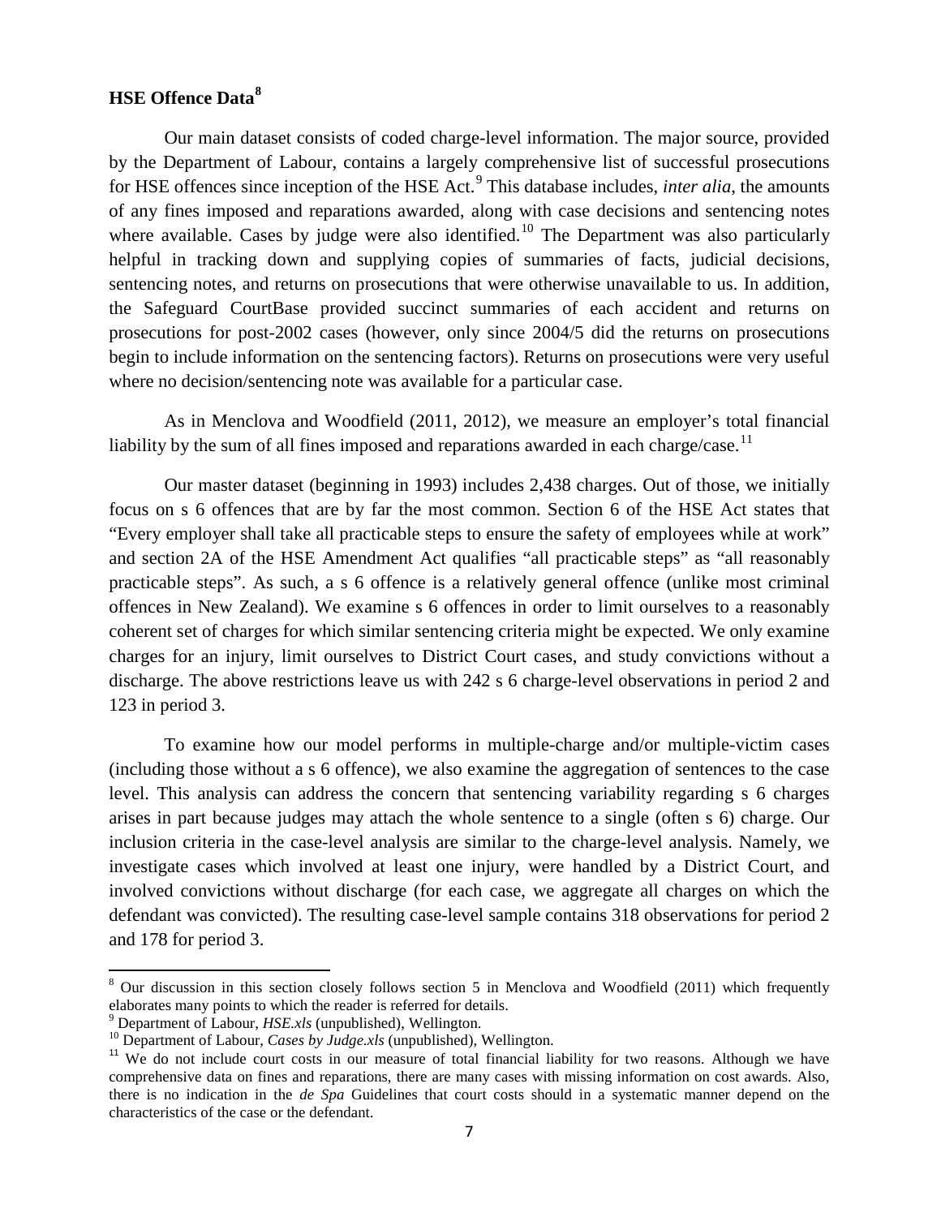## HSE Offence Data[8]

Our main dataset consists of coded charge-level information. The major source, provided by the Department of Labour, contains a largely comprehensive list of successful prosecutions for HSE offences since inception of the HSE Act.[9] This database includes, *inter alia*, the amounts of any fines imposed and reparations awarded, along with case decisions and sentencing notes where available. Cases by judge were also identified.[10] The Department was also particularly helpful in tracking down and supplying copies of summaries of facts, judicial decisions, sentencing notes, and returns on prosecutions that were otherwise unavailable to us. In addition, the Safeguard CourtBase provided succinct summaries of each accident and returns on prosecutions for post-2002 cases (however, only since 2004/5 did the returns on prosecutions begin to include information on the sentencing factors). Returns on prosecutions were very useful where no decision/sentencing note was available for a particular case.

As in Menclova and Woodfield (2011, 2012), we measure an employer's total financial liability by the sum of all fines imposed and reparations awarded in each charge/case.[11]

Our master dataset (beginning in 1993) includes 2,438 charges. Out of those, we initially focus on s 6 offences that are by far the most common. Section 6 of the HSE Act states that "Every employer shall take all practicable steps to ensure the safety of employees while at work" and section 2A of the HSE Amendment Act qualifies "all practicable steps" as "all reasonably practicable steps". As such, a s 6 offence is a relatively general offence (unlike most criminal offences in New Zealand). We examine s 6 offences in order to limit ourselves to a reasonably coherent set of charges for which similar sentencing criteria might be expected. We only examine charges for an injury, limit ourselves to District Court cases, and study convictions without a discharge. The above restrictions leave us with 242 s 6 charge-level observations in period 2 and 123 in period 3.

To examine how our model performs in multiple-charge and/or multiple-victim cases (including those without a s 6 offence), we also examine the aggregation of sentences to the case level. This analysis can address the concern that sentencing variability regarding s 6 charges arises in part because judges may attach the whole sentence to a single (often s 6) charge. Our inclusion criteria in the case-level analysis are similar to the charge-level analysis. Namely, we investigate cases which involved at least one injury, were handled by a District Court, and involved convictions without discharge (for each case, we aggregate all charges on which the defendant was convicted). The resulting case-level sample contains 318 observations for period 2 and 178 for period 3.

---

[8] Our discussion in this section closely follows section 5 in Menclova and Woodfield (2011) which frequently elaborates many points to which the reader is referred for details.

[9] Department of Labour, *HSE.xls* (unpublished), Wellington.

[10] Department of Labour, *Cases by Judge.xls* (unpublished), Wellington.

[11] We do not include court costs in our measure of total financial liability for two reasons. Although we have comprehensive data on fines and reparations, there are many cases with missing information on cost awards. Also, there is no indication in the *de Spa* Guidelines that court costs should in a systematic manner depend on the characteristics of the case or the defendant.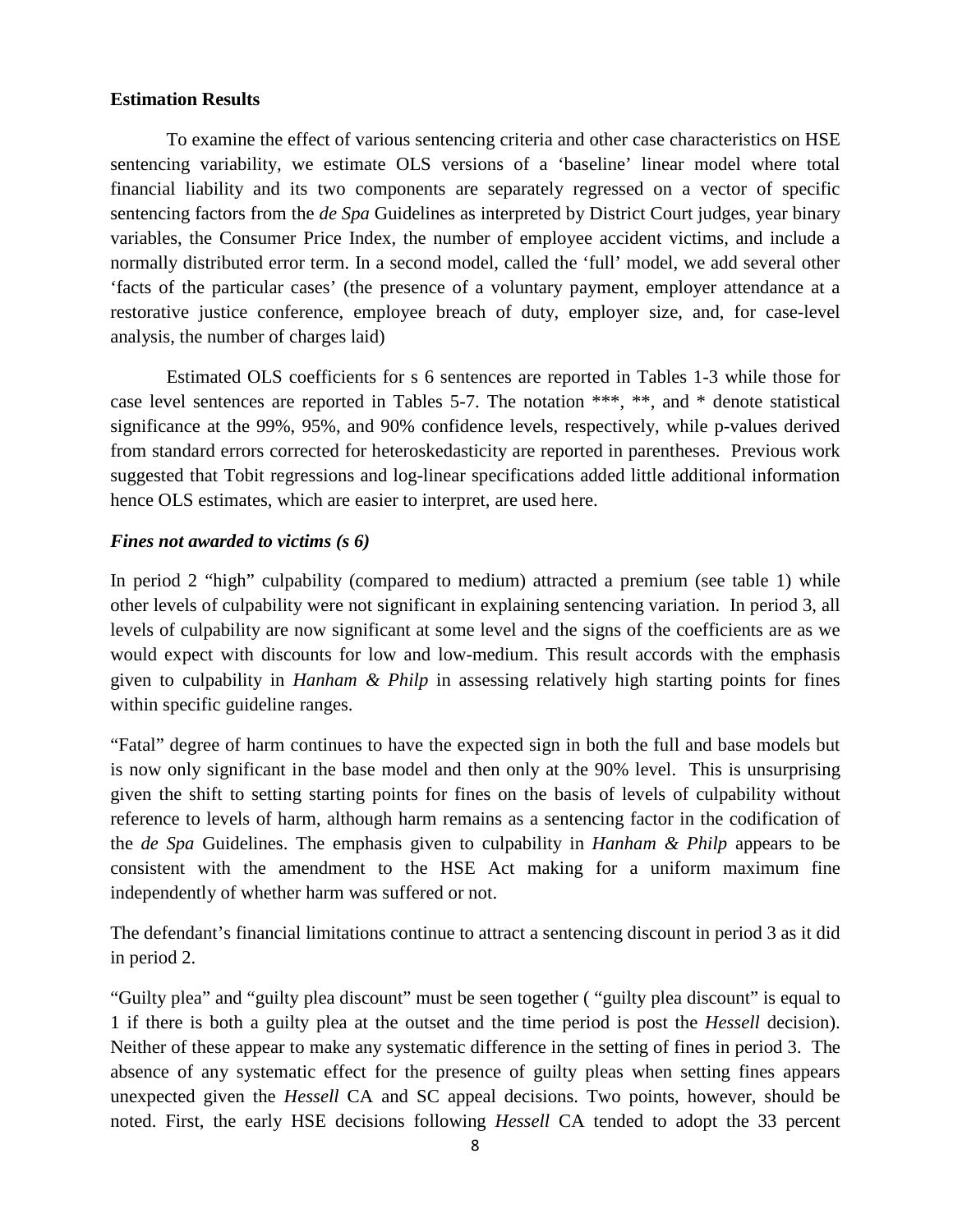**Estimation Results**

To examine the effect of various sentencing criteria and other case characteristics on HSE sentencing variability, we estimate OLS versions of a 'baseline' linear model where total financial liability and its two components are separately regressed on a vector of specific sentencing factors from the *de Spa* Guidelines as interpreted by District Court judges, year binary variables, the Consumer Price Index, the number of employee accident victims, and include a normally distributed error term. In a second model, called the 'full' model, we add several other 'facts of the particular cases' (the presence of a voluntary payment, employer attendance at a restorative justice conference, employee breach of duty, employer size, and, for case-level analysis, the number of charges laid)

Estimated OLS coefficients for s 6 sentences are reported in Tables 1-3 while those for case level sentences are reported in Tables 5-7. The notation ***, **, and * denote statistical significance at the 99%, 95%, and 90% confidence levels, respectively, while p-values derived from standard errors corrected for heteroskedasticity are reported in parentheses. Previous work suggested that Tobit regressions and log-linear specifications added little additional information hence OLS estimates, which are easier to interpret, are used here.

***Fines not awarded to victims (s 6)***

In period 2 "high" culpability (compared to medium) attracted a premium (see table 1) while other levels of culpability were not significant in explaining sentencing variation. In period 3, all levels of culpability are now significant at some level and the signs of the coefficients are as we would expect with discounts for low and low-medium. This result accords with the emphasis given to culpability in *Hanham & Philp* in assessing relatively high starting points for fines within specific guideline ranges.

"Fatal" degree of harm continues to have the expected sign in both the full and base models but is now only significant in the base model and then only at the 90% level. This is unsurprising given the shift to setting starting points for fines on the basis of levels of culpability without reference to levels of harm, although harm remains as a sentencing factor in the codification of the *de Spa* Guidelines. The emphasis given to culpability in *Hanham & Philp* appears to be consistent with the amendment to the HSE Act making for a uniform maximum fine independently of whether harm was suffered or not.

The defendant's financial limitations continue to attract a sentencing discount in period 3 as it did in period 2.

"Guilty plea" and "guilty plea discount" must be seen together ( "guilty plea discount" is equal to 1 if there is both a guilty plea at the outset and the time period is post the *Hessell* decision). Neither of these appear to make any systematic difference in the setting of fines in period 3. The absence of any systematic effect for the presence of guilty pleas when setting fines appears unexpected given the *Hessell* CA and SC appeal decisions. Two points, however, should be noted. First, the early HSE decisions following *Hessell* CA tended to adopt the 33 percent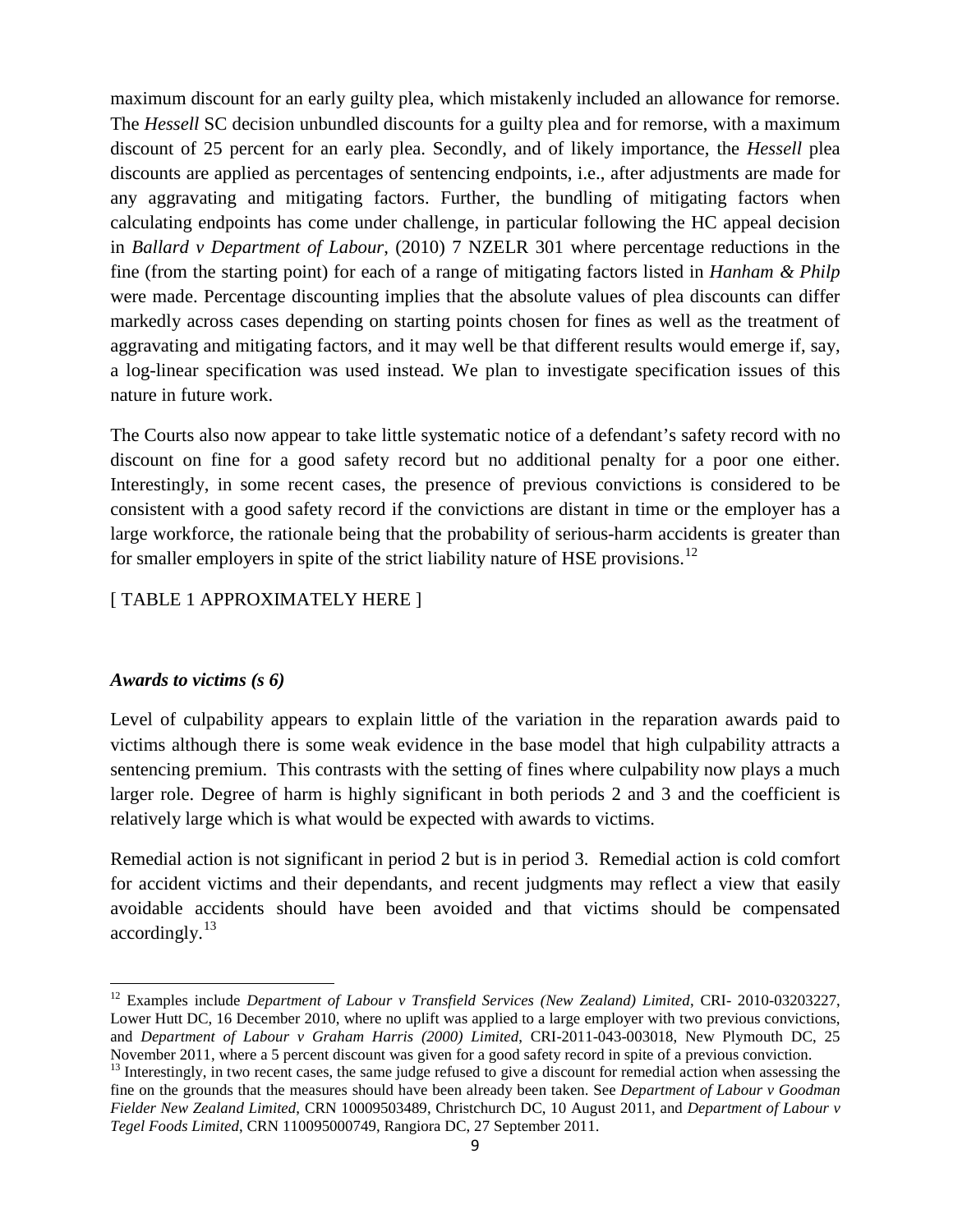maximum discount for an early guilty plea, which mistakenly included an allowance for remorse. The *Hessell* SC decision unbundled discounts for a guilty plea and for remorse, with a maximum discount of 25 percent for an early plea. Secondly, and of likely importance, the *Hessell* plea discounts are applied as percentages of sentencing endpoints, i.e., after adjustments are made for any aggravating and mitigating factors. Further, the bundling of mitigating factors when calculating endpoints has come under challenge, in particular following the HC appeal decision in *Ballard v Department of Labour*, (2010) 7 NZELR 301 where percentage reductions in the fine (from the starting point) for each of a range of mitigating factors listed in *Hanham & Philp* were made. Percentage discounting implies that the absolute values of plea discounts can differ markedly across cases depending on starting points chosen for fines as well as the treatment of aggravating and mitigating factors, and it may well be that different results would emerge if, say, a log-linear specification was used instead. We plan to investigate specification issues of this nature in future work.

The Courts also now appear to take little systematic notice of a defendant's safety record with no discount on fine for a good safety record but no additional penalty for a poor one either. Interestingly, in some recent cases, the presence of previous convictions is considered to be consistent with a good safety record if the convictions are distant in time or the employer has a large workforce, the rationale being that the probability of serious-harm accidents is greater than for smaller employers in spite of the strict liability nature of HSE provisions.[12]

[ TABLE 1 APPROXIMATELY HERE ]

### *Awards to victims (s 6)*

Level of culpability appears to explain little of the variation in the reparation awards paid to victims although there is some weak evidence in the base model that high culpability attracts a sentencing premium. This contrasts with the setting of fines where culpability now plays a much larger role. Degree of harm is highly significant in both periods 2 and 3 and the coefficient is relatively large which is what would be expected with awards to victims.

Remedial action is not significant in period 2 but is in period 3. Remedial action is cold comfort for accident victims and their dependants, and recent judgments may reflect a view that easily avoidable accidents should have been avoided and that victims should be compensated accordingly.[13]

---

[12] Examples include *Department of Labour v Transfield Services (New Zealand) Limited*, CRI- 2010-03203227, Lower Hutt DC, 16 December 2010, where no uplift was applied to a large employer with two previous convictions, and *Department of Labour v Graham Harris (2000) Limited*, CRI-2011-043-003018, New Plymouth DC, 25 November 2011, where a 5 percent discount was given for a good safety record in spite of a previous conviction.

[13] Interestingly, in two recent cases, the same judge refused to give a discount for remedial action when assessing the fine on the grounds that the measures should have been already been taken. See *Department of Labour v Goodman Fielder New Zealand Limited*, CRN 10009503489, Christchurch DC, 10 August 2011, and *Department of Labour v Tegel Foods Limited*, CRN 110095000749, Rangiora DC, 27 September 2011.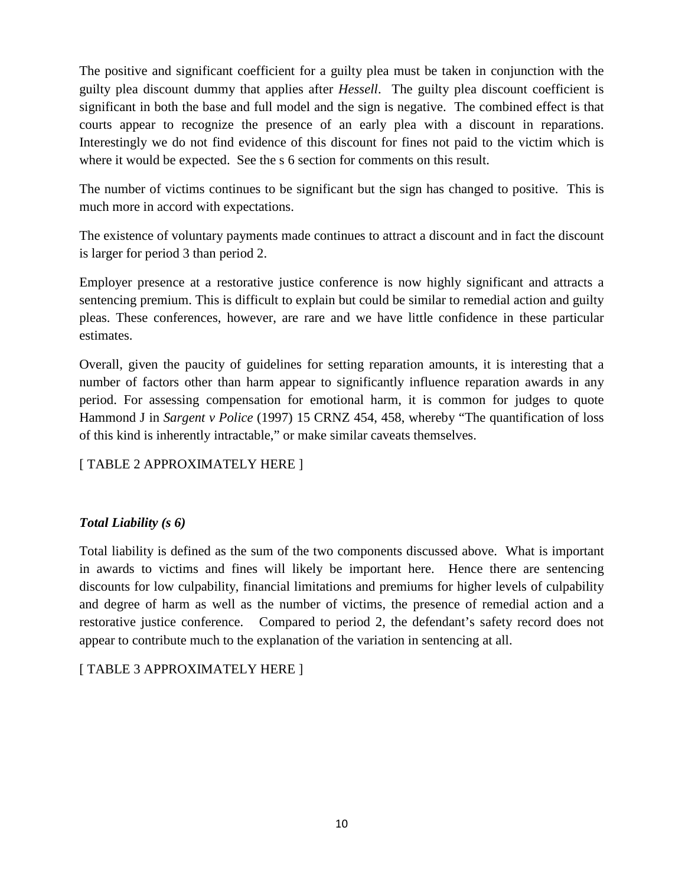The positive and significant coefficient for a guilty plea must be taken in conjunction with the guilty plea discount dummy that applies after *Hessell*. The guilty plea discount coefficient is significant in both the base and full model and the sign is negative. The combined effect is that courts appear to recognize the presence of an early plea with a discount in reparations. Interestingly we do not find evidence of this discount for fines not paid to the victim which is where it would be expected. See the s 6 section for comments on this result.

The number of victims continues to be significant but the sign has changed to positive. This is much more in accord with expectations.

The existence of voluntary payments made continues to attract a discount and in fact the discount is larger for period 3 than period 2.

Employer presence at a restorative justice conference is now highly significant and attracts a sentencing premium. This is difficult to explain but could be similar to remedial action and guilty pleas. These conferences, however, are rare and we have little confidence in these particular estimates.

Overall, given the paucity of guidelines for setting reparation amounts, it is interesting that a number of factors other than harm appear to significantly influence reparation awards in any period. For assessing compensation for emotional harm, it is common for judges to quote Hammond J in *Sargent v Police* (1997) 15 CRNZ 454, 458, whereby "The quantification of loss of this kind is inherently intractable," or make similar caveats themselves.

[ TABLE 2 APPROXIMATELY HERE ]

### *Total Liability (s 6)*

Total liability is defined as the sum of the two components discussed above. What is important in awards to victims and fines will likely be important here. Hence there are sentencing discounts for low culpability, financial limitations and premiums for higher levels of culpability and degree of harm as well as the number of victims, the presence of remedial action and a restorative justice conference. Compared to period 2, the defendant's safety record does not appear to contribute much to the explanation of the variation in sentencing at all.

[ TABLE 3 APPROXIMATELY HERE ]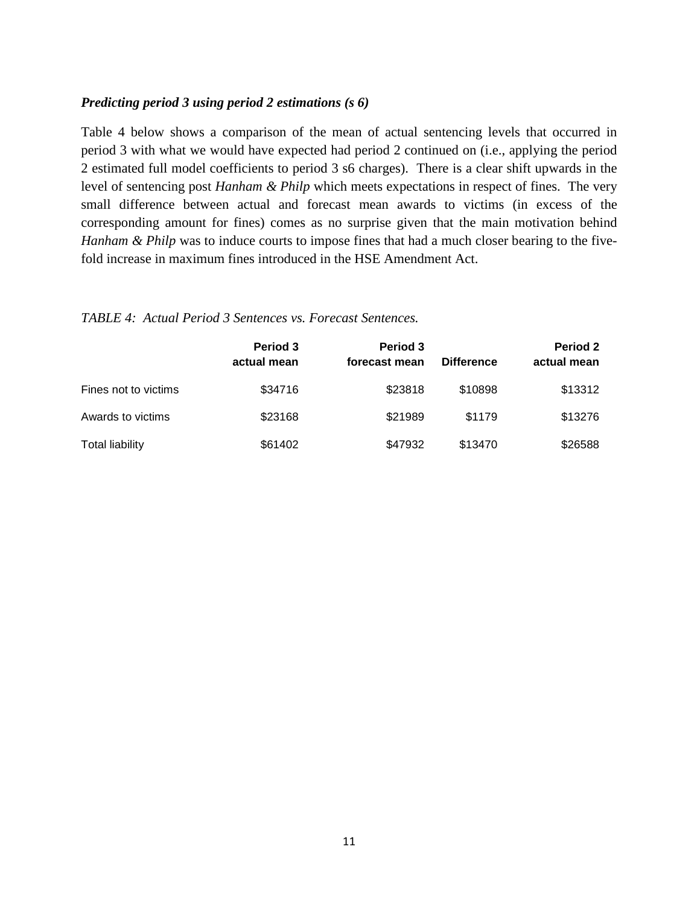***Predicting period 3 using period 2 estimations (s 6)***

Table 4 below shows a comparison of the mean of actual sentencing levels that occurred in period 3 with what we would have expected had period 2 continued on (i.e., applying the period 2 estimated full model coefficients to period 3 s6 charges). There is a clear shift upwards in the level of sentencing post *Hanham & Philp* which meets expectations in respect of fines. The very small difference between actual and forecast mean awards to victims (in excess of the corresponding amount for fines) comes as no surprise given that the main motivation behind *Hanham & Philp* was to induce courts to impose fines that had a much closer bearing to the five-fold increase in maximum fines introduced in the HSE Amendment Act.

*TABLE 4: Actual Period 3 Sentences vs. Forecast Sentences.*

| | **Period 3 actual mean** | **Period 3 forecast mean** | **Difference** | **Period 2 actual mean** |
|---|---|---|---|---|
| Fines not to victims | $34716 | $23818 | $10898 | $13312 |
| Awards to victims | $23168 | $21989 | $1179 | $13276 |
| Total liability | $61402 | $47932 | $13470 | $26588 |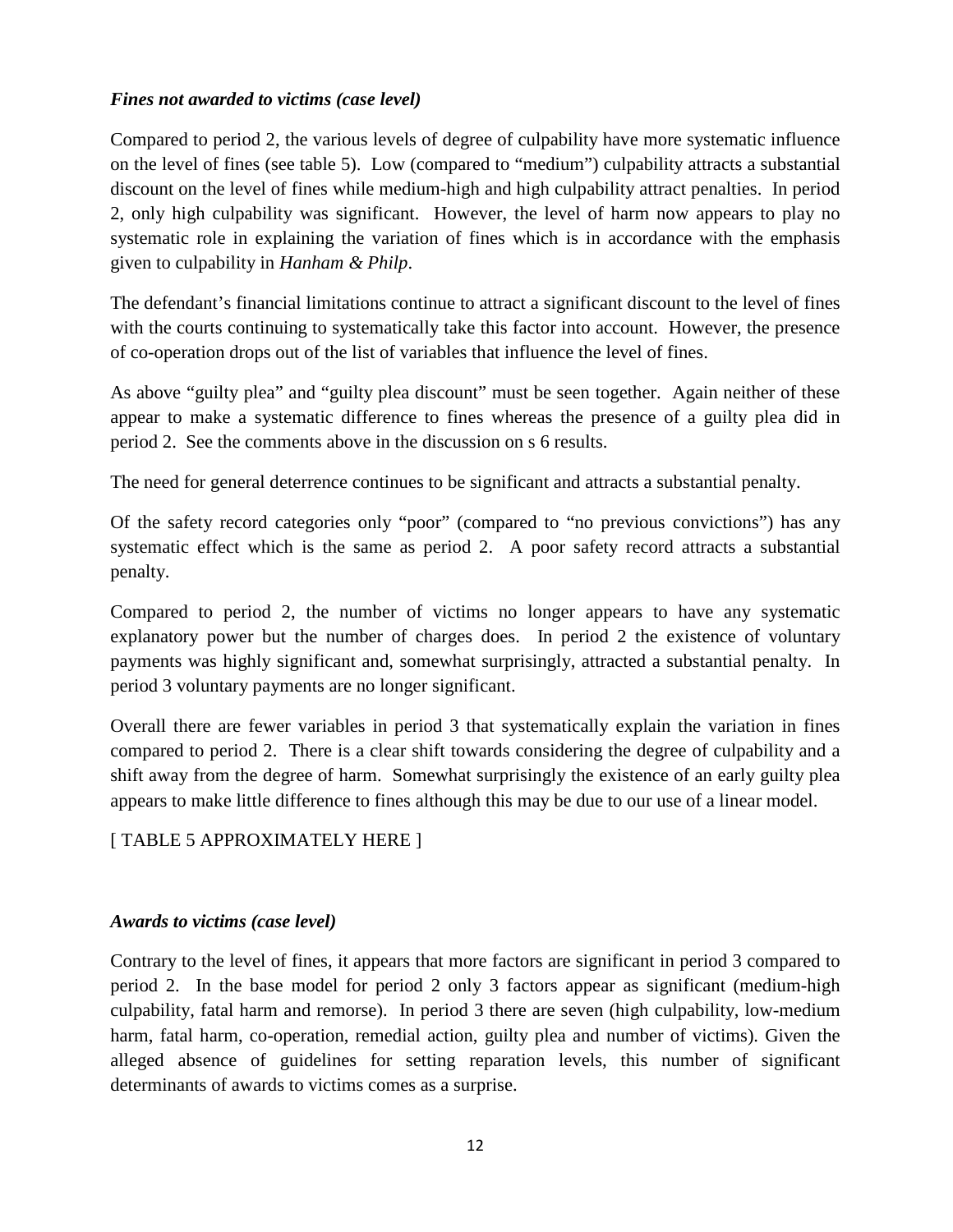*Fines not awarded to victims (case level)*

Compared to period 2, the various levels of degree of culpability have more systematic influence on the level of fines (see table 5). Low (compared to "medium") culpability attracts a substantial discount on the level of fines while medium-high and high culpability attract penalties. In period 2, only high culpability was significant. However, the level of harm now appears to play no systematic role in explaining the variation of fines which is in accordance with the emphasis given to culpability in *Hanham & Philp*.

The defendant's financial limitations continue to attract a significant discount to the level of fines with the courts continuing to systematically take this factor into account. However, the presence of co-operation drops out of the list of variables that influence the level of fines.

As above "guilty plea" and "guilty plea discount" must be seen together. Again neither of these appear to make a systematic difference to fines whereas the presence of a guilty plea did in period 2. See the comments above in the discussion on s 6 results.

The need for general deterrence continues to be significant and attracts a substantial penalty.

Of the safety record categories only "poor" (compared to "no previous convictions") has any systematic effect which is the same as period 2. A poor safety record attracts a substantial penalty.

Compared to period 2, the number of victims no longer appears to have any systematic explanatory power but the number of charges does. In period 2 the existence of voluntary payments was highly significant and, somewhat surprisingly, attracted a substantial penalty. In period 3 voluntary payments are no longer significant.

Overall there are fewer variables in period 3 that systematically explain the variation in fines compared to period 2. There is a clear shift towards considering the degree of culpability and a shift away from the degree of harm. Somewhat surprisingly the existence of an early guilty plea appears to make little difference to fines although this may be due to our use of a linear model.

[ TABLE 5 APPROXIMATELY HERE ]

*Awards to victims (case level)*

Contrary to the level of fines, it appears that more factors are significant in period 3 compared to period 2. In the base model for period 2 only 3 factors appear as significant (medium-high culpability, fatal harm and remorse). In period 3 there are seven (high culpability, low-medium harm, fatal harm, co-operation, remedial action, guilty plea and number of victims). Given the alleged absence of guidelines for setting reparation levels, this number of significant determinants of awards to victims comes as a surprise.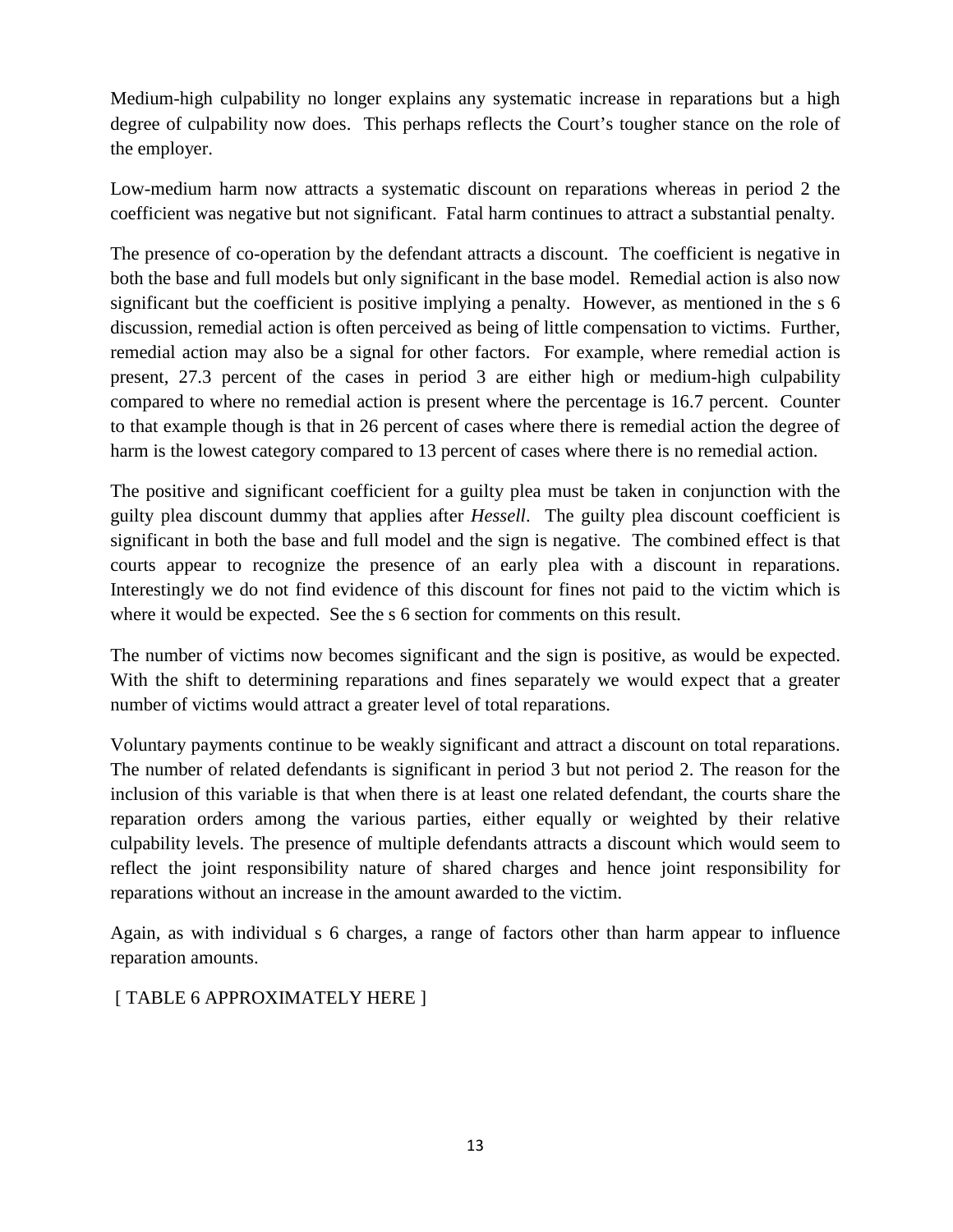Medium-high culpability no longer explains any systematic increase in reparations but a high degree of culpability now does. This perhaps reflects the Court's tougher stance on the role of the employer.

Low-medium harm now attracts a systematic discount on reparations whereas in period 2 the coefficient was negative but not significant. Fatal harm continues to attract a substantial penalty.

The presence of co-operation by the defendant attracts a discount. The coefficient is negative in both the base and full models but only significant in the base model. Remedial action is also now significant but the coefficient is positive implying a penalty. However, as mentioned in the s 6 discussion, remedial action is often perceived as being of little compensation to victims. Further, remedial action may also be a signal for other factors. For example, where remedial action is present, 27.3 percent of the cases in period 3 are either high or medium-high culpability compared to where no remedial action is present where the percentage is 16.7 percent. Counter to that example though is that in 26 percent of cases where there is remedial action the degree of harm is the lowest category compared to 13 percent of cases where there is no remedial action.

The positive and significant coefficient for a guilty plea must be taken in conjunction with the guilty plea discount dummy that applies after *Hessell*. The guilty plea discount coefficient is significant in both the base and full model and the sign is negative. The combined effect is that courts appear to recognize the presence of an early plea with a discount in reparations. Interestingly we do not find evidence of this discount for fines not paid to the victim which is where it would be expected. See the s 6 section for comments on this result.

The number of victims now becomes significant and the sign is positive, as would be expected. With the shift to determining reparations and fines separately we would expect that a greater number of victims would attract a greater level of total reparations.

Voluntary payments continue to be weakly significant and attract a discount on total reparations. The number of related defendants is significant in period 3 but not period 2. The reason for the inclusion of this variable is that when there is at least one related defendant, the courts share the reparation orders among the various parties, either equally or weighted by their relative culpability levels. The presence of multiple defendants attracts a discount which would seem to reflect the joint responsibility nature of shared charges and hence joint responsibility for reparations without an increase in the amount awarded to the victim.

Again, as with individual s 6 charges, a range of factors other than harm appear to influence reparation amounts.

[ TABLE 6 APPROXIMATELY HERE ]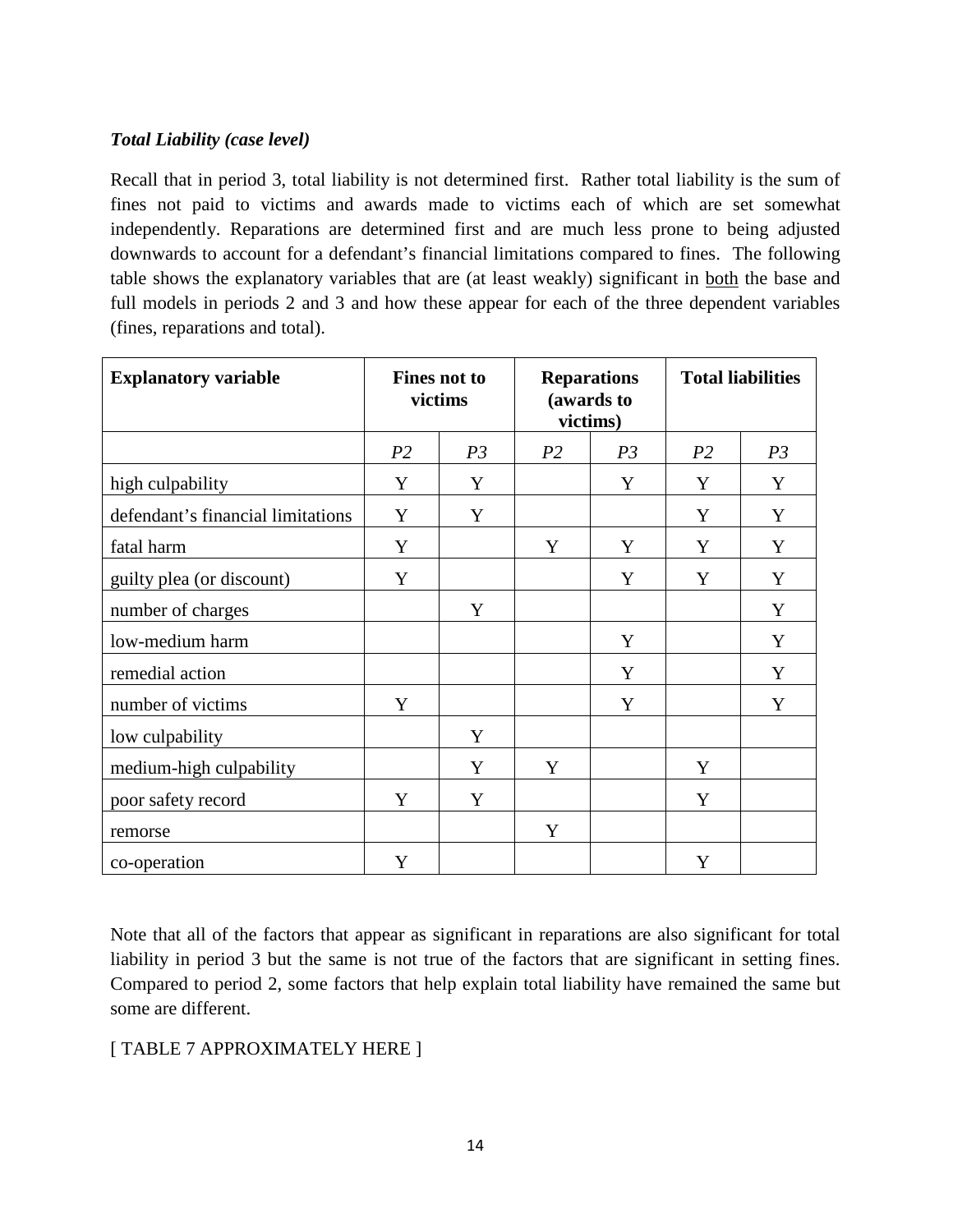### *Total Liability (case level)*

Recall that in period 3, total liability is not determined first. Rather total liability is the sum of fines not paid to victims and awards made to victims each of which are set somewhat independently. Reparations are determined first and are much less prone to being adjusted downwards to account for a defendant's financial limitations compared to fines. The following table shows the explanatory variables that are (at least weakly) significant in both the base and full models in periods 2 and 3 and how these appear for each of the three dependent variables (fines, reparations and total).

| **Explanatory variable** | **Fines not to victims** | | **Reparations (awards to victims)** | | **Total liabilities** | |
|---|---|---|---|---|---|---|
| | *P2* | *P3* | *P2* | *P3* | *P2* | *P3* |
| high culpability | Y | Y | | Y | Y | Y |
| defendant's financial limitations | Y | Y | | | Y | Y |
| fatal harm | Y | | Y | Y | Y | Y |
| guilty plea (or discount) | Y | | | Y | Y | Y |
| number of charges | | Y | | | | Y |
| low-medium harm | | | | Y | | Y |
| remedial action | | | | Y | | Y |
| number of victims | Y | | | Y | | Y |
| low culpability | | Y | | | | |
| medium-high culpability | | Y | Y | | Y | |
| poor safety record | Y | Y | | | Y | |
| remorse | | | Y | | | |
| co-operation | Y | | | | Y | |

Note that all of the factors that appear as significant in reparations are also significant for total liability in period 3 but the same is not true of the factors that are significant in setting fines. Compared to period 2, some factors that help explain total liability have remained the same but some are different.

[ TABLE 7 APPROXIMATELY HERE ]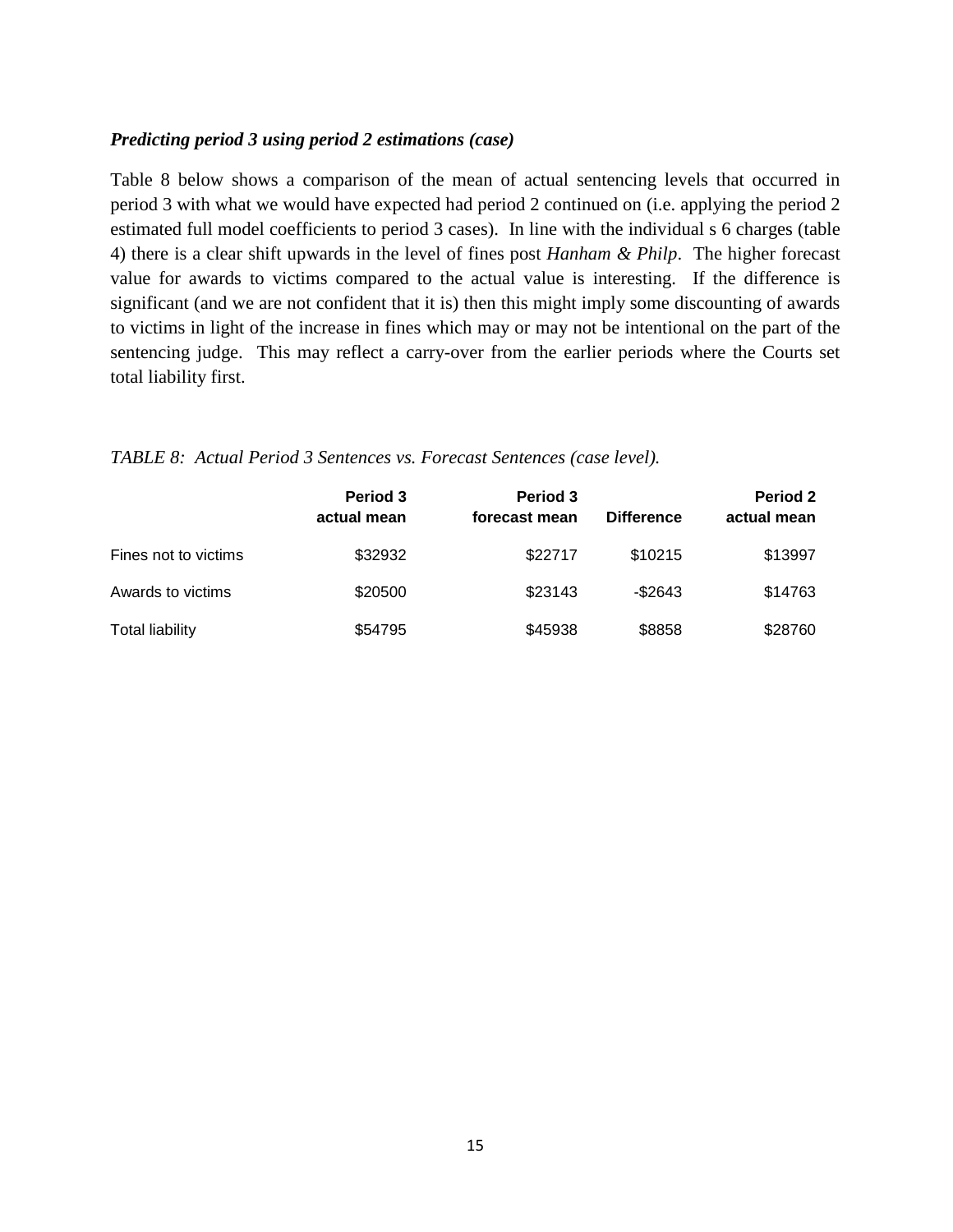***Predicting period 3 using period 2 estimations (case)***

Table 8 below shows a comparison of the mean of actual sentencing levels that occurred in period 3 with what we would have expected had period 2 continued on (i.e. applying the period 2 estimated full model coefficients to period 3 cases). In line with the individual s 6 charges (table 4) there is a clear shift upwards in the level of fines post *Hanham & Philp*. The higher forecast value for awards to victims compared to the actual value is interesting. If the difference is significant (and we are not confident that it is) then this might imply some discounting of awards to victims in light of the increase in fines which may or may not be intentional on the part of the sentencing judge. This may reflect a carry-over from the earlier periods where the Courts set total liability first.

*TABLE 8: Actual Period 3 Sentences vs. Forecast Sentences (case level).*

| | **Period 3 actual mean** | **Period 3 forecast mean** | **Difference** | **Period 2 actual mean** |
|---|---|---|---|---|
| Fines not to victims | $32932 | $22717 | $10215 | $13997 |
| Awards to victims | $20500 | $23143 | -$2643 | $14763 |
| Total liability | $54795 | $45938 | $8858 | $28760 |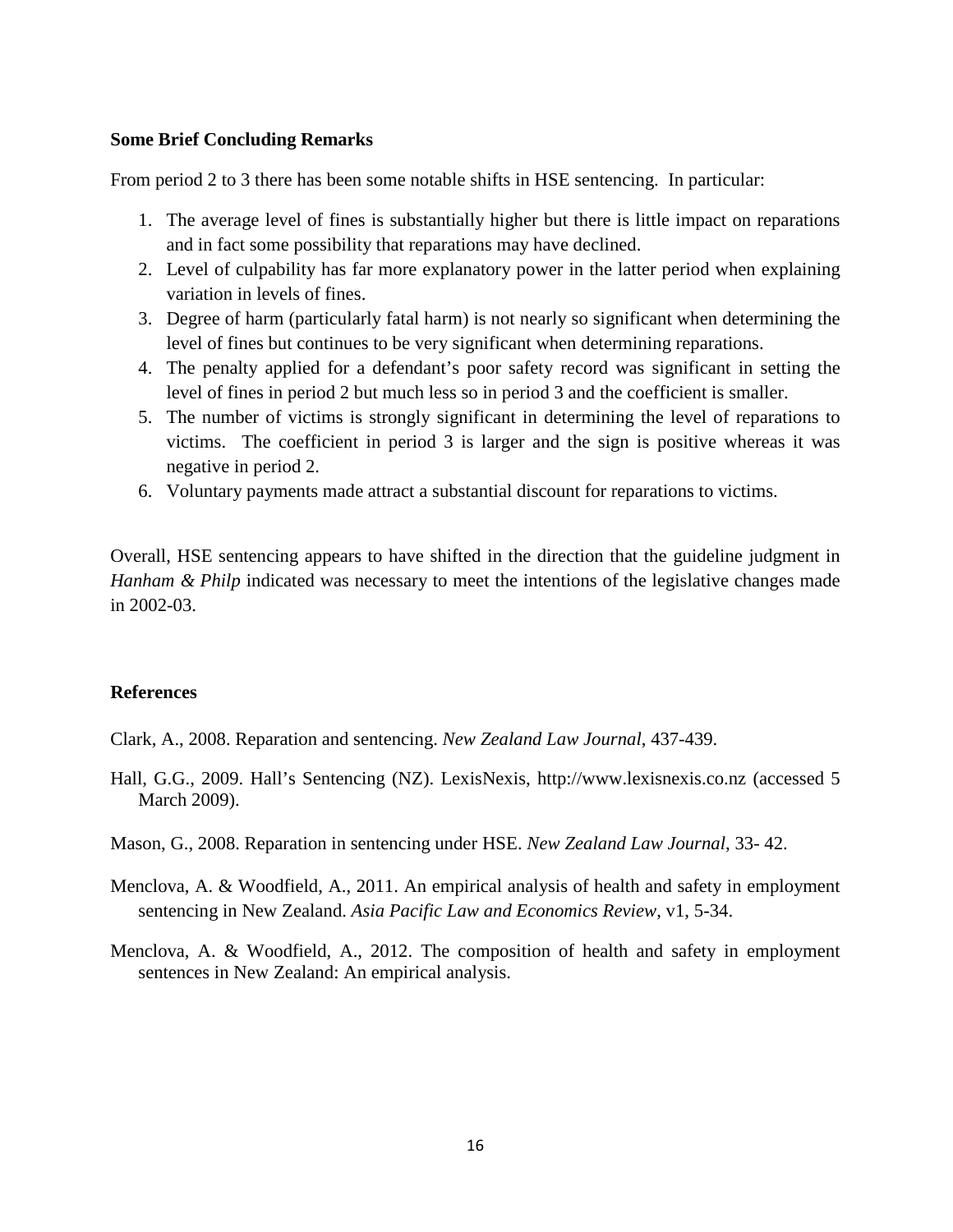### Some Brief Concluding Remarks

From period 2 to 3 there has been some notable shifts in HSE sentencing. In particular:

1. The average level of fines is substantially higher but there is little impact on reparations and in fact some possibility that reparations may have declined.
2. Level of culpability has far more explanatory power in the latter period when explaining variation in levels of fines.
3. Degree of harm (particularly fatal harm) is not nearly so significant when determining the level of fines but continues to be very significant when determining reparations.
4. The penalty applied for a defendant's poor safety record was significant in setting the level of fines in period 2 but much less so in period 3 and the coefficient is smaller.
5. The number of victims is strongly significant in determining the level of reparations to victims. The coefficient in period 3 is larger and the sign is positive whereas it was negative in period 2.
6. Voluntary payments made attract a substantial discount for reparations to victims.

Overall, HSE sentencing appears to have shifted in the direction that the guideline judgment in *Hanham & Philp* indicated was necessary to meet the intentions of the legislative changes made in 2002-03.

### References

Clark, A., 2008. Reparation and sentencing. *New Zealand Law Journal*, 437-439.

Hall, G.G., 2009. Hall's Sentencing (NZ). LexisNexis, http://www.lexisnexis.co.nz (accessed 5 March 2009).

Mason, G., 2008. Reparation in sentencing under HSE. *New Zealand Law Journal*, 33- 42.

Menclova, A. & Woodfield, A., 2011. An empirical analysis of health and safety in employment sentencing in New Zealand. *Asia Pacific Law and Economics Review*, v1, 5-34.

Menclova, A. & Woodfield, A., 2012. The composition of health and safety in employment sentences in New Zealand: An empirical analysis.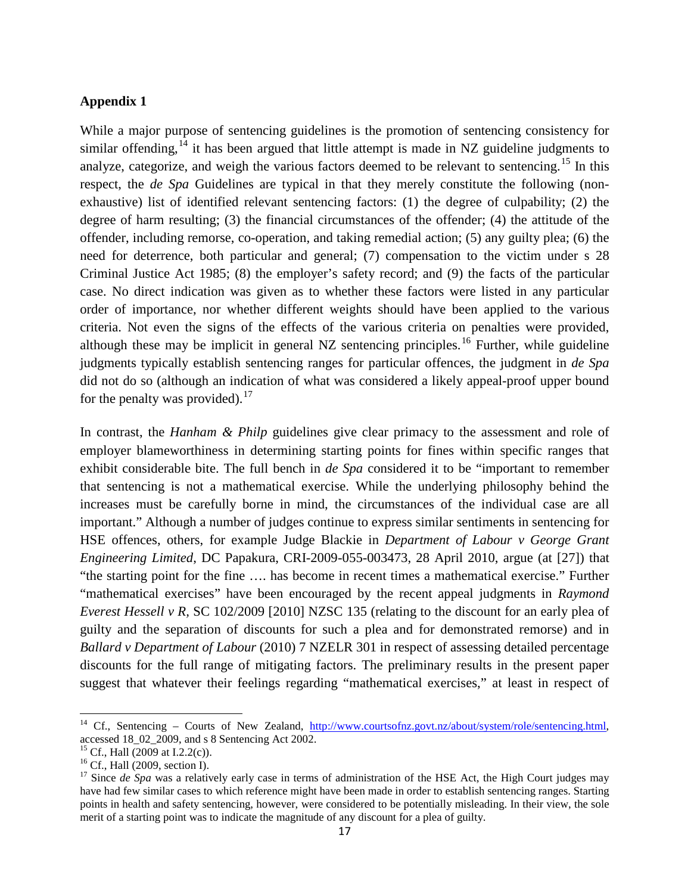**Appendix 1**

While a major purpose of sentencing guidelines is the promotion of sentencing consistency for similar offending,[14] it has been argued that little attempt is made in NZ guideline judgments to analyze, categorize, and weigh the various factors deemed to be relevant to sentencing.[15] In this respect, the *de Spa* Guidelines are typical in that they merely constitute the following (non-exhaustive) list of identified relevant sentencing factors: (1) the degree of culpability; (2) the degree of harm resulting; (3) the financial circumstances of the offender; (4) the attitude of the offender, including remorse, co-operation, and taking remedial action; (5) any guilty plea; (6) the need for deterrence, both particular and general; (7) compensation to the victim under s 28 Criminal Justice Act 1985; (8) the employer's safety record; and (9) the facts of the particular case. No direct indication was given as to whether these factors were listed in any particular order of importance, nor whether different weights should have been applied to the various criteria. Not even the signs of the effects of the various criteria on penalties were provided, although these may be implicit in general NZ sentencing principles.[16] Further, while guideline judgments typically establish sentencing ranges for particular offences, the judgment in *de Spa* did not do so (although an indication of what was considered a likely appeal-proof upper bound for the penalty was provided).[17]

In contrast, the *Hanham & Philp* guidelines give clear primacy to the assessment and role of employer blameworthiness in determining starting points for fines within specific ranges that exhibit considerable bite. The full bench in *de Spa* considered it to be "important to remember that sentencing is not a mathematical exercise. While the underlying philosophy behind the increases must be carefully borne in mind, the circumstances of the individual case are all important." Although a number of judges continue to express similar sentiments in sentencing for HSE offences, others, for example Judge Blackie in *Department of Labour v George Grant Engineering Limited*, DC Papakura, CRI-2009-055-003473, 28 April 2010, argue (at [27]) that "the starting point for the fine …. has become in recent times a mathematical exercise." Further "mathematical exercises" have been encouraged by the recent appeal judgments in *Raymond Everest Hessell v R*, SC 102/2009 [2010] NZSC 135 (relating to the discount for an early plea of guilty and the separation of discounts for such a plea and for demonstrated remorse) and in *Ballard v Department of Labour* (2010) 7 NZELR 301 in respect of assessing detailed percentage discounts for the full range of mitigating factors. The preliminary results in the present paper suggest that whatever their feelings regarding "mathematical exercises," at least in respect of

---

[14] Cf., Sentencing – Courts of New Zealand, http://www.courtsofnz.govt.nz/about/system/role/sentencing.html, accessed 18_02_2009, and s 8 Sentencing Act 2002.

[15] Cf., Hall (2009 at I.2.2(c)).

[16] Cf., Hall (2009, section I).

[17] Since *de Spa* was a relatively early case in terms of administration of the HSE Act, the High Court judges may have had few similar cases to which reference might have been made in order to establish sentencing ranges. Starting points in health and safety sentencing, however, were considered to be potentially misleading. In their view, the sole merit of a starting point was to indicate the magnitude of any discount for a plea of guilty.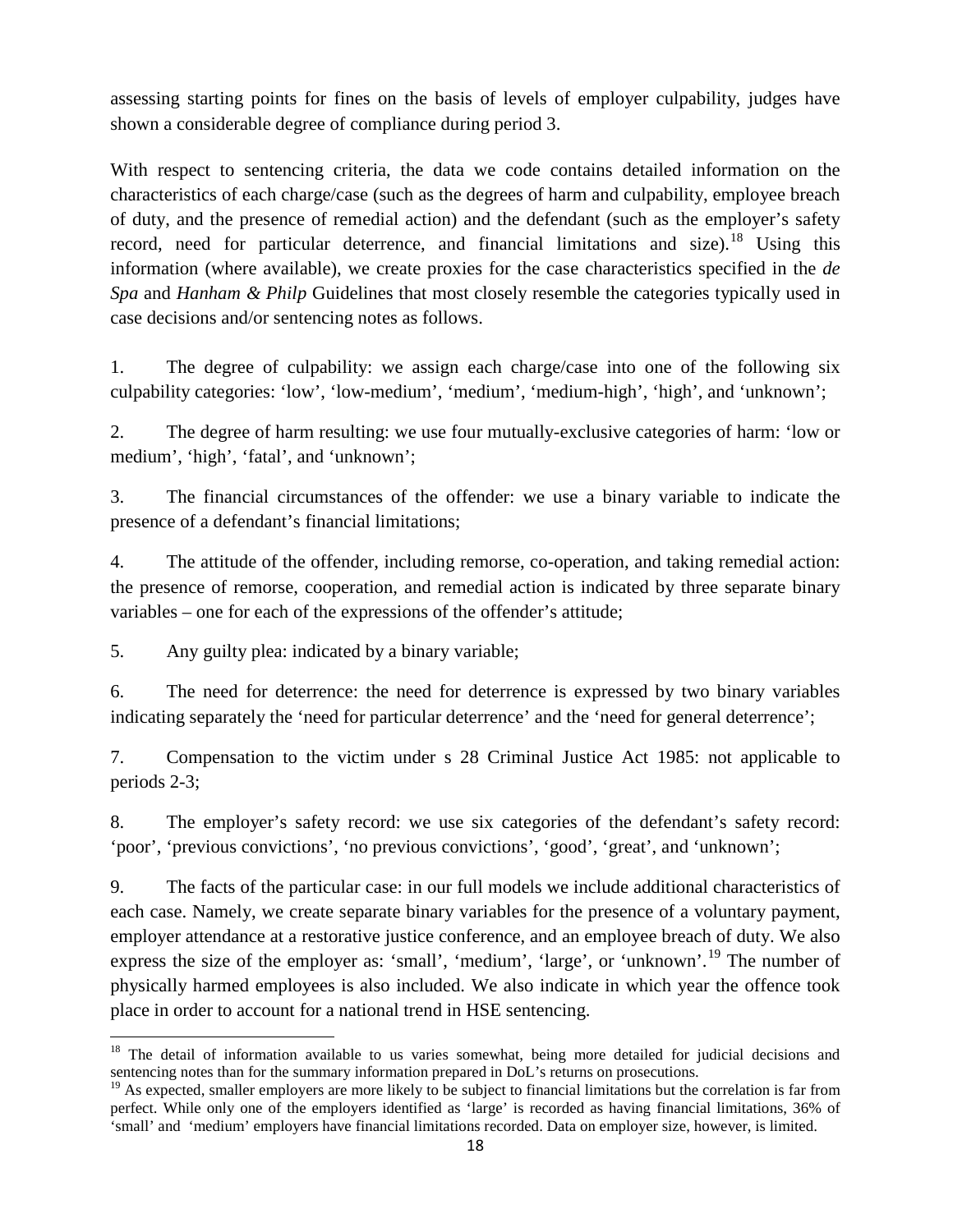assessing starting points for fines on the basis of levels of employer culpability, judges have shown a considerable degree of compliance during period 3.

With respect to sentencing criteria, the data we code contains detailed information on the characteristics of each charge/case (such as the degrees of harm and culpability, employee breach of duty, and the presence of remedial action) and the defendant (such as the employer's safety record, need for particular deterrence, and financial limitations and size).[18] Using this information (where available), we create proxies for the case characteristics specified in the *de Spa* and *Hanham & Philp* Guidelines that most closely resemble the categories typically used in case decisions and/or sentencing notes as follows.

1. The degree of culpability: we assign each charge/case into one of the following six culpability categories: 'low', 'low-medium', 'medium', 'medium-high', 'high', and 'unknown';

2. The degree of harm resulting: we use four mutually-exclusive categories of harm: 'low or medium', 'high', 'fatal', and 'unknown';

3. The financial circumstances of the offender: we use a binary variable to indicate the presence of a defendant's financial limitations;

4. The attitude of the offender, including remorse, co-operation, and taking remedial action: the presence of remorse, cooperation, and remedial action is indicated by three separate binary variables – one for each of the expressions of the offender's attitude;

5. Any guilty plea: indicated by a binary variable;

6. The need for deterrence: the need for deterrence is expressed by two binary variables indicating separately the 'need for particular deterrence' and the 'need for general deterrence';

7. Compensation to the victim under s 28 Criminal Justice Act 1985: not applicable to periods 2-3;

8. The employer's safety record: we use six categories of the defendant's safety record: 'poor', 'previous convictions', 'no previous convictions', 'good', 'great', and 'unknown';

9. The facts of the particular case: in our full models we include additional characteristics of each case. Namely, we create separate binary variables for the presence of a voluntary payment, employer attendance at a restorative justice conference, and an employee breach of duty. We also express the size of the employer as: 'small', 'medium', 'large', or 'unknown'.[19] The number of physically harmed employees is also included. We also indicate in which year the offence took place in order to account for a national trend in HSE sentencing.

---

[18] The detail of information available to us varies somewhat, being more detailed for judicial decisions and sentencing notes than for the summary information prepared in DoL's returns on prosecutions.

[19] As expected, smaller employers are more likely to be subject to financial limitations but the correlation is far from perfect. While only one of the employers identified as 'large' is recorded as having financial limitations, 36% of 'small' and 'medium' employers have financial limitations recorded. Data on employer size, however, is limited.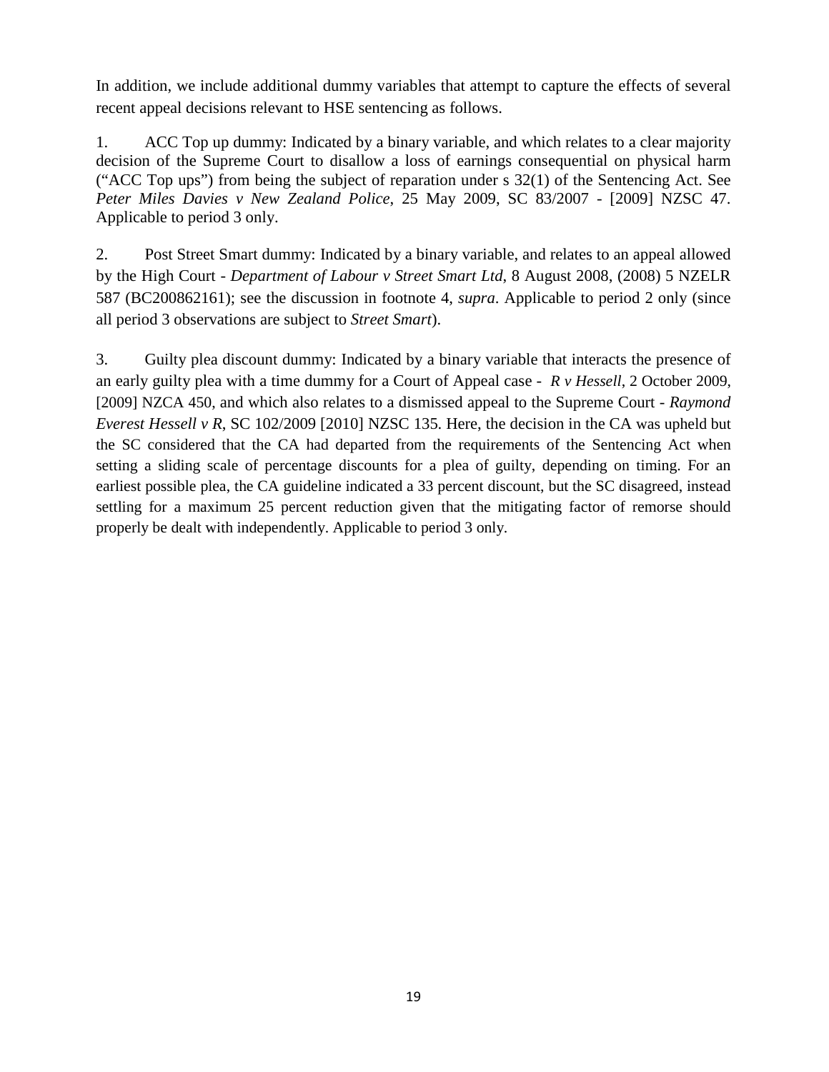In addition, we include additional dummy variables that attempt to capture the effects of several recent appeal decisions relevant to HSE sentencing as follows.

1. ACC Top up dummy: Indicated by a binary variable, and which relates to a clear majority decision of the Supreme Court to disallow a loss of earnings consequential on physical harm ("ACC Top ups") from being the subject of reparation under s 32(1) of the Sentencing Act. See *Peter Miles Davies v New Zealand Police*, 25 May 2009, SC 83/2007 - [2009] NZSC 47. Applicable to period 3 only.

2. Post Street Smart dummy: Indicated by a binary variable, and relates to an appeal allowed by the High Court - *Department of Labour v Street Smart Ltd*, 8 August 2008, (2008) 5 NZELR 587 (BC200862161); see the discussion in footnote 4, *supra*. Applicable to period 2 only (since all period 3 observations are subject to *Street Smart*).

3. Guilty plea discount dummy: Indicated by a binary variable that interacts the presence of an early guilty plea with a time dummy for a Court of Appeal case - *R v Hessell*, 2 October 2009, [2009] NZCA 450, and which also relates to a dismissed appeal to the Supreme Court - *Raymond Everest Hessell v R*, SC 102/2009 [2010] NZSC 135. Here, the decision in the CA was upheld but the SC considered that the CA had departed from the requirements of the Sentencing Act when setting a sliding scale of percentage discounts for a plea of guilty, depending on timing. For an earliest possible plea, the CA guideline indicated a 33 percent discount, but the SC disagreed, instead settling for a maximum 25 percent reduction given that the mitigating factor of remorse should properly be dealt with independently. Applicable to period 3 only.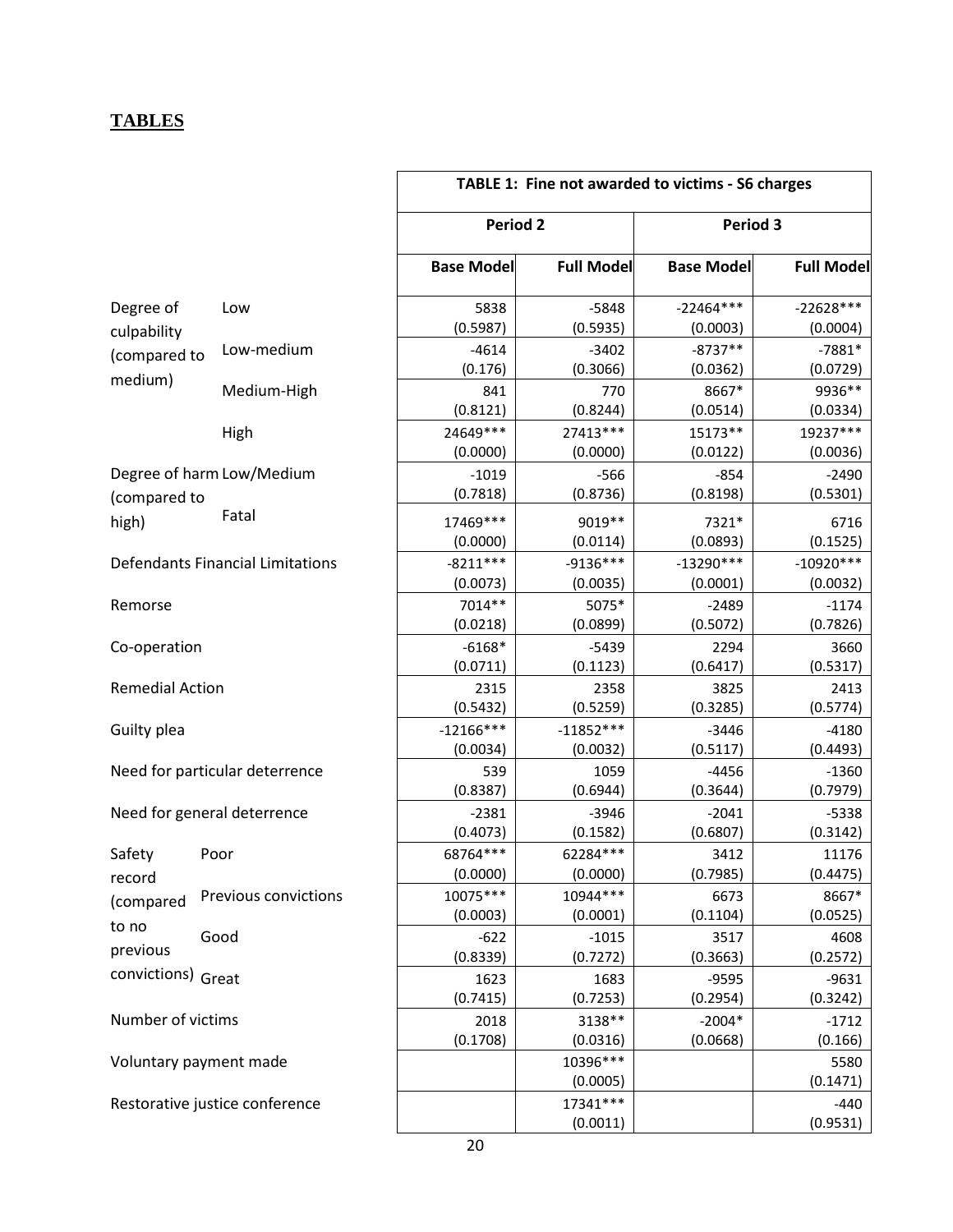## TABLES

| | | TABLE 1: Fine not awarded to victims - S6 charges | | | |
|---|---|---|---|---|---|
| | | Period 2 | | Period 3 | |
| | | Base Model | Full Model | Base Model | Full Model |
| Degree of culpability (compared to medium) | Low | 5838<br>(0.5987) | -5848<br>(0.5935) | -22464***<br>(0.0003) | -22628***<br>(0.0004) |
| | Low-medium | -4614<br>(0.176) | -3402<br>(0.3066) | -8737**<br>(0.0362) | -7881*<br>(0.0729) |
| | Medium-High | 841<br>(0.8121) | 770<br>(0.8244) | 8667*<br>(0.0514) | 9936**<br>(0.0334) |
| | High | 24649***<br>(0.0000) | 27413***<br>(0.0000) | 15173**<br>(0.0122) | 19237***<br>(0.0036) |
| Degree of harm (compared to high) | Low/Medium | -1019<br>(0.7818) | -566<br>(0.8736) | -854<br>(0.8198) | -2490<br>(0.5301) |
| | Fatal | 17469***<br>(0.0000) | 9019**<br>(0.0114) | 7321*<br>(0.0893) | 6716<br>(0.1525) |
| Defendants Financial Limitations | | -8211***<br>(0.0073) | -9136***<br>(0.0035) | -13290***<br>(0.0001) | -10920***<br>(0.0032) |
| Remorse | | 7014**<br>(0.0218) | 5075*<br>(0.0899) | -2489<br>(0.5072) | -1174<br>(0.7826) |
| Co-operation | | -6168*<br>(0.0711) | -5439<br>(0.1123) | 2294<br>(0.6417) | 3660<br>(0.5317) |
| Remedial Action | | 2315<br>(0.5432) | 2358<br>(0.5259) | 3825<br>(0.3285) | 2413<br>(0.5774) |
| Guilty plea | | -12166***<br>(0.0034) | -11852***<br>(0.0032) | -3446<br>(0.5117) | -4180<br>(0.4493) |
| Need for particular deterrence | | 539<br>(0.8387) | 1059<br>(0.6944) | -4456<br>(0.3644) | -1360<br>(0.7979) |
| Need for general deterrence | | -2381<br>(0.4073) | -3946<br>(0.1582) | -2041<br>(0.6807) | -5338<br>(0.3142) |
| Safety record (compared to no previous convictions) | Poor | 68764***<br>(0.0000) | 62284***<br>(0.0000) | 3412<br>(0.7985) | 11176<br>(0.4475) |
| | Previous convictions | 10075***<br>(0.0003) | 10944***<br>(0.0001) | 6673<br>(0.1104) | 8667*<br>(0.0525) |
| | Good | -622<br>(0.8339) | -1015<br>(0.7272) | 3517<br>(0.3663) | 4608<br>(0.2572) |
| | Great | 1623<br>(0.7415) | 1683<br>(0.7253) | -9595<br>(0.2954) | -9631<br>(0.3242) |
| Number of victims | | 2018<br>(0.1708) | 3138**<br>(0.0316) | -2004*<br>(0.0668) | -1712<br>(0.166) |
| Voluntary payment made | | | 10396***<br>(0.0005) | | 5580<br>(0.1471) |
| Restorative justice conference | | | 17341***<br>(0.0011) | | -440<br>(0.9531) |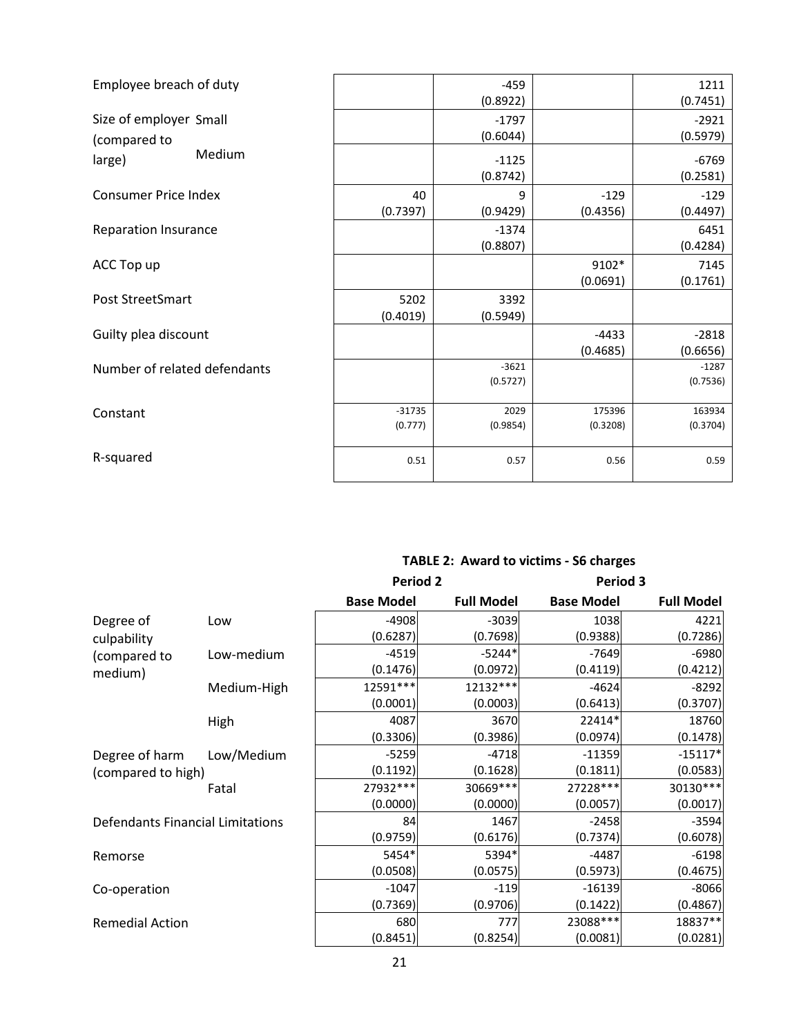| | | | | | |
|---|---|---|---|---|---|
| Employee breach of duty | | | -459<br>(0.8922) | | 1211<br>(0.7451) |
| Size of employer (compared to large) | Small | | -1797<br>(0.6044) | | -2921<br>(0.5979) |
| | Medium | | -1125<br>(0.8742) | | -6769<br>(0.2581) |
| Consumer Price Index | | 40<br>(0.7397) | 9<br>(0.9429) | -129<br>(0.4356) | -129<br>(0.4497) |
| Reparation Insurance | | | -1374<br>(0.8807) | | 6451<br>(0.4284) |
| ACC Top up | | | | 9102*<br>(0.0691) | 7145<br>(0.1761) |
| Post StreetSmart | | 5202<br>(0.4019) | 3392<br>(0.5949) | | |
| Guilty plea discount | | | | -4433<br>(0.4685) | -2818<br>(0.6656) |
| Number of related defendants | | | -3621<br>(0.5727) | | -1287<br>(0.7536) |
| Constant | | -31735<br>(0.777) | 2029<br>(0.9854) | 175396<br>(0.3208) | 163934<br>(0.3704) |
| R-squared | | 0.51 | 0.57 | 0.56 | 0.59 |

**TABLE 2: Award to victims - S6 charges**

| | | Period 2 | | Period 3 | |
|---|---|---|---|---|---|
| | | **Base Model** | **Full Model** | **Base Model** | **Full Model** |
| Degree of culpability (compared to medium) | Low | -4908<br>(0.6287) | -3039<br>(0.7698) | 1038<br>(0.9388) | 4221<br>(0.7286) |
| | Low-medium | -4519<br>(0.1476) | -5244*<br>(0.0972) | -7649<br>(0.4119) | -6980<br>(0.4212) |
| | Medium-High | 12591***<br>(0.0001) | 12132***<br>(0.0003) | -4624<br>(0.6413) | -8292<br>(0.3707) |
| | High | 4087<br>(0.3306) | 3670<br>(0.3986) | 22414*<br>(0.0974) | 18760<br>(0.1478) |
| Degree of harm (compared to high) | Low/Medium | -5259<br>(0.1192) | -4718<br>(0.1628) | -11359<br>(0.1811) | -15117*<br>(0.0583) |
| | Fatal | 27932***<br>(0.0000) | 30669***<br>(0.0000) | 27228***<br>(0.0057) | 30130***<br>(0.0017) |
| Defendants Financial Limitations | | 84<br>(0.9759) | 1467<br>(0.6176) | -2458<br>(0.7374) | -3594<br>(0.6078) |
| Remorse | | 5454*<br>(0.0508) | 5394*<br>(0.0575) | -4487<br>(0.5973) | -6198<br>(0.4675) |
| Co-operation | | -1047<br>(0.7369) | -119<br>(0.9706) | -16139<br>(0.1422) | -8066<br>(0.4867) |
| Remedial Action | | 680<br>(0.8451) | 777<br>(0.8254) | 23088***<br>(0.0081) | 18837**<br>(0.0281) |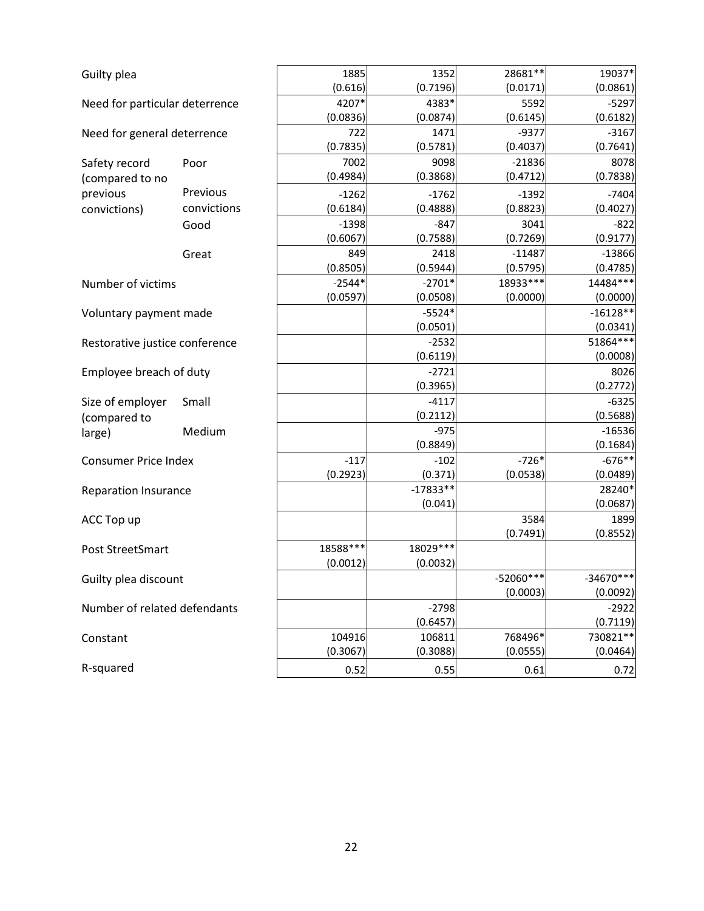| | | | | | |
|---|---|---|---|---|---|
| Guilty plea | | 1885<br>(0.616) | 1352<br>(0.7196) | 28681**<br>(0.0171) | 19037*<br>(0.0861) |
| Need for particular deterrence | | 4207*<br>(0.0836) | 4383*<br>(0.0874) | 5592<br>(0.6145) | -5297<br>(0.6182) |
| Need for general deterrence | | 722<br>(0.7835) | 1471<br>(0.5781) | -9377<br>(0.4037) | -3167<br>(0.7641) |
| Safety record (compared to no previous convictions) | Poor | 7002<br>(0.4984) | 9098<br>(0.3868) | -21836<br>(0.4712) | 8078<br>(0.7838) |
| | Previous convictions | -1262<br>(0.6184) | -1762<br>(0.4888) | -1392<br>(0.8823) | -7404<br>(0.4027) |
| | Good | -1398<br>(0.6067) | -847<br>(0.7588) | 3041<br>(0.7269) | -822<br>(0.9177) |
| | Great | 849<br>(0.8505) | 2418<br>(0.5944) | -11487<br>(0.5795) | -13866<br>(0.4785) |
| Number of victims | | -2544*<br>(0.0597) | -2701*<br>(0.0508) | 18933***<br>(0.0000) | 14484***<br>(0.0000) |
| Voluntary payment made | | | -5524*<br>(0.0501) | | -16128**<br>(0.0341) |
| Restorative justice conference | | | -2532<br>(0.6119) | | 51864***<br>(0.0008) |
| Employee breach of duty | | | -2721<br>(0.3965) | | 8026<br>(0.2772) |
| Size of employer (compared to large) | Small | | -4117<br>(0.2112) | | -6325<br>(0.5688) |
| | Medium | | -975<br>(0.8849) | | -16536<br>(0.1684) |
| Consumer Price Index | | -117<br>(0.2923) | -102<br>(0.371) | -726*<br>(0.0538) | -676**<br>(0.0489) |
| Reparation Insurance | | | -17833**<br>(0.041) | | 28240*<br>(0.0687) |
| ACC Top up | | | | 3584<br>(0.7491) | 1899<br>(0.8552) |
| Post StreetSmart | | 18588***<br>(0.0012) | 18029***<br>(0.0032) | | |
| Guilty plea discount | | | | -52060***<br>(0.0003) | -34670***<br>(0.0092) |
| Number of related defendants | | | -2798<br>(0.6457) | | -2922<br>(0.7119) |
| Constant | | 104916<br>(0.3067) | 106811<br>(0.3088) | 768496*<br>(0.0555) | 730821**<br>(0.0464) |
| R-squared | | 0.52 | 0.55 | 0.61 | 0.72 |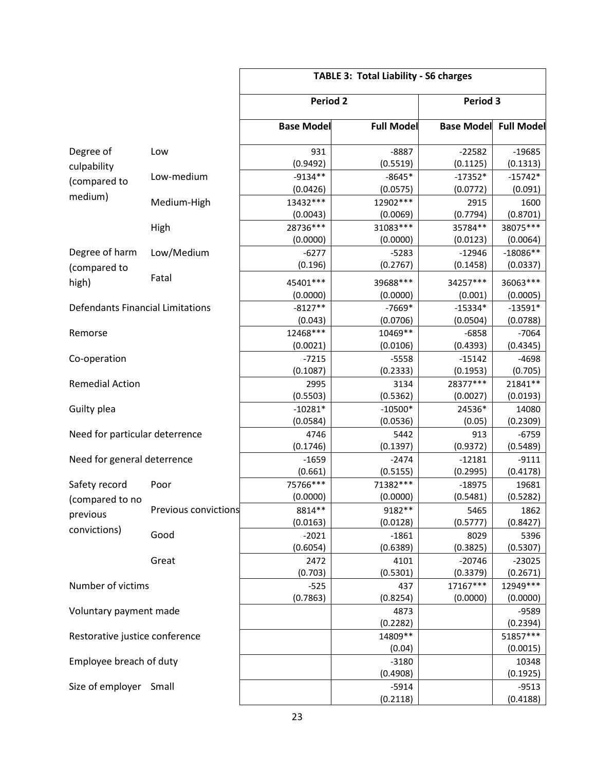| | | TABLE 3: Total Liability - S6 charges | | | |
|---|---|---|---|---|---|
| | | Period 2 | | Period 3 | |
| | | Base Model | Full Model | Base Model | Full Model |
| Degree of culpability (compared to medium) | Low | 931<br>(0.9492) | -8887<br>(0.5519) | -22582<br>(0.1125) | -19685<br>(0.1313) |
| | Low-medium | -9134**<br>(0.0426) | -8645*<br>(0.0575) | -17352*<br>(0.0772) | -15742*<br>(0.091) |
| | Medium-High | 13432***<br>(0.0043) | 12902***<br>(0.0069) | 2915<br>(0.7794) | 1600<br>(0.8701) |
| | High | 28736***<br>(0.0000) | 31083***<br>(0.0000) | 35784**<br>(0.0123) | 38075***<br>(0.0064) |
| Degree of harm (compared to high) | Low/Medium | -6277<br>(0.196) | -5283<br>(0.2767) | -12946<br>(0.1458) | -18086**<br>(0.0337) |
| | Fatal | 45401***<br>(0.0000) | 39688***<br>(0.0000) | 34257***<br>(0.001) | 36063***<br>(0.0005) |
| Defendants Financial Limitations | | -8127**<br>(0.043) | -7669*<br>(0.0706) | -15334*<br>(0.0504) | -13591*<br>(0.0788) |
| Remorse | | 12468***<br>(0.0021) | 10469**<br>(0.0106) | -6858<br>(0.4393) | -7064<br>(0.4345) |
| Co-operation | | -7215<br>(0.1087) | -5558<br>(0.2333) | -15142<br>(0.1953) | -4698<br>(0.705) |
| Remedial Action | | 2995<br>(0.5503) | 3134<br>(0.5362) | 28377***<br>(0.0027) | 21841**<br>(0.0193) |
| Guilty plea | | -10281*<br>(0.0584) | -10500*<br>(0.0536) | 24536*<br>(0.05) | 14080<br>(0.2309) |
| Need for particular deterrence | | 4746<br>(0.1746) | 5442<br>(0.1397) | 913<br>(0.9372) | -6759<br>(0.5489) |
| Need for general deterrence | | -1659<br>(0.661) | -2474<br>(0.5155) | -12181<br>(0.2995) | -9111<br>(0.4178) |
| Safety record (compared to no previous convictions) | Poor | 75766***<br>(0.0000) | 71382***<br>(0.0000) | -18975<br>(0.5481) | 19681<br>(0.5282) |
| | Previous convictions | 8814**<br>(0.0163) | 9182**<br>(0.0128) | 5465<br>(0.5777) | 1862<br>(0.8427) |
| | Good | -2021<br>(0.6054) | -1861<br>(0.6389) | 8029<br>(0.3825) | 5396<br>(0.5307) |
| | Great | 2472<br>(0.703) | 4101<br>(0.5301) | -20746<br>(0.3379) | -23025<br>(0.2671) |
| Number of victims | | -525<br>(0.7863) | 437<br>(0.8254) | 17167***<br>(0.0000) | 12949***<br>(0.0000) |
| Voluntary payment made | | | 4873<br>(0.2282) | | -9589<br>(0.2394) |
| Restorative justice conference | | | 14809**<br>(0.04) | | 51857***<br>(0.0015) |
| Employee breach of duty | | | -3180<br>(0.4908) | | 10348<br>(0.1925) |
| Size of employer | Small | | -5914<br>(0.2118) | | -9513<br>(0.4188) |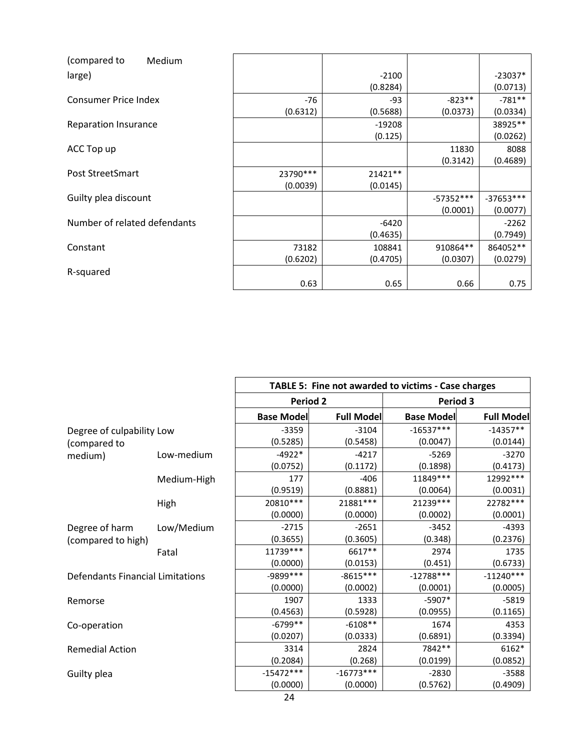| | | | | | |
|---|---|---|---|---|---|
| (compared to large) | Medium | | -2100 | | -23037* |
| | | | (0.8284) | | (0.0713) |
| Consumer Price Index | | -76 | -93 | -823** | -781** |
| | | (0.6312) | (0.5688) | (0.0373) | (0.0334) |
| Reparation Insurance | | | -19208 | | 38925** |
| | | | (0.125) | | (0.0262) |
| ACC Top up | | | | 11830 | 8088 |
| | | | | (0.3142) | (0.4689) |
| Post StreetSmart | | 23790*** | 21421** | | |
| | | (0.0039) | (0.0145) | | |
| Guilty plea discount | | | | -57352*** | -37653*** |
| | | | | (0.0001) | (0.0077) |
| Number of related defendants | | | -6420 | | -2262 |
| | | | (0.4635) | | (0.7949) |
| Constant | | 73182 | 108841 | 910864** | 864052** |
| | | (0.6202) | (0.4705) | (0.0307) | (0.0279) |
| R-squared | | 0.63 | 0.65 | 0.66 | 0.75 |

| | | TABLE 5: Fine not awarded to victims - Case charges | | | |
|---|---|---|---|---|---|
| | | Period 2 | | Period 3 | |
| | | Base Model | Full Model | Base Model | Full Model |
| Degree of culpability (compared to medium) | Low | -3359 | -3104 | -16537*** | -14357** |
| | | (0.5285) | (0.5458) | (0.0047) | (0.0144) |
| | Low-medium | -4922* | -4217 | -5269 | -3270 |
| | | (0.0752) | (0.1172) | (0.1898) | (0.4173) |
| | Medium-High | 177 | -406 | 11849*** | 12992*** |
| | | (0.9519) | (0.8881) | (0.0064) | (0.0031) |
| | High | 20810*** | 21881*** | 21239*** | 22782*** |
| | | (0.0000) | (0.0000) | (0.0002) | (0.0001) |
| Degree of harm (compared to high) | Low/Medium | -2715 | -2651 | -3452 | -4393 |
| | | (0.3655) | (0.3605) | (0.348) | (0.2376) |
| | Fatal | 11739*** | 6617** | 2974 | 1735 |
| | | (0.0000) | (0.0153) | (0.451) | (0.6733) |
| Defendants Financial Limitations | | -9899*** | -8615*** | -12788*** | -11240*** |
| | | (0.0000) | (0.0002) | (0.0001) | (0.0005) |
| Remorse | | 1907 | 1333 | -5907* | -5819 |
| | | (0.4563) | (0.5928) | (0.0955) | (0.1165) |
| Co-operation | | -6799** | -6108** | 1674 | 4353 |
| | | (0.0207) | (0.0333) | (0.6891) | (0.3394) |
| Remedial Action | | 3314 | 2824 | 7842** | 6162* |
| | | (0.2084) | (0.268) | (0.0199) | (0.0852) |
| Guilty plea | | -15472*** | -16773*** | -2830 | -3588 |
| | | (0.0000) | (0.0000) | (0.5762) | (0.4909) |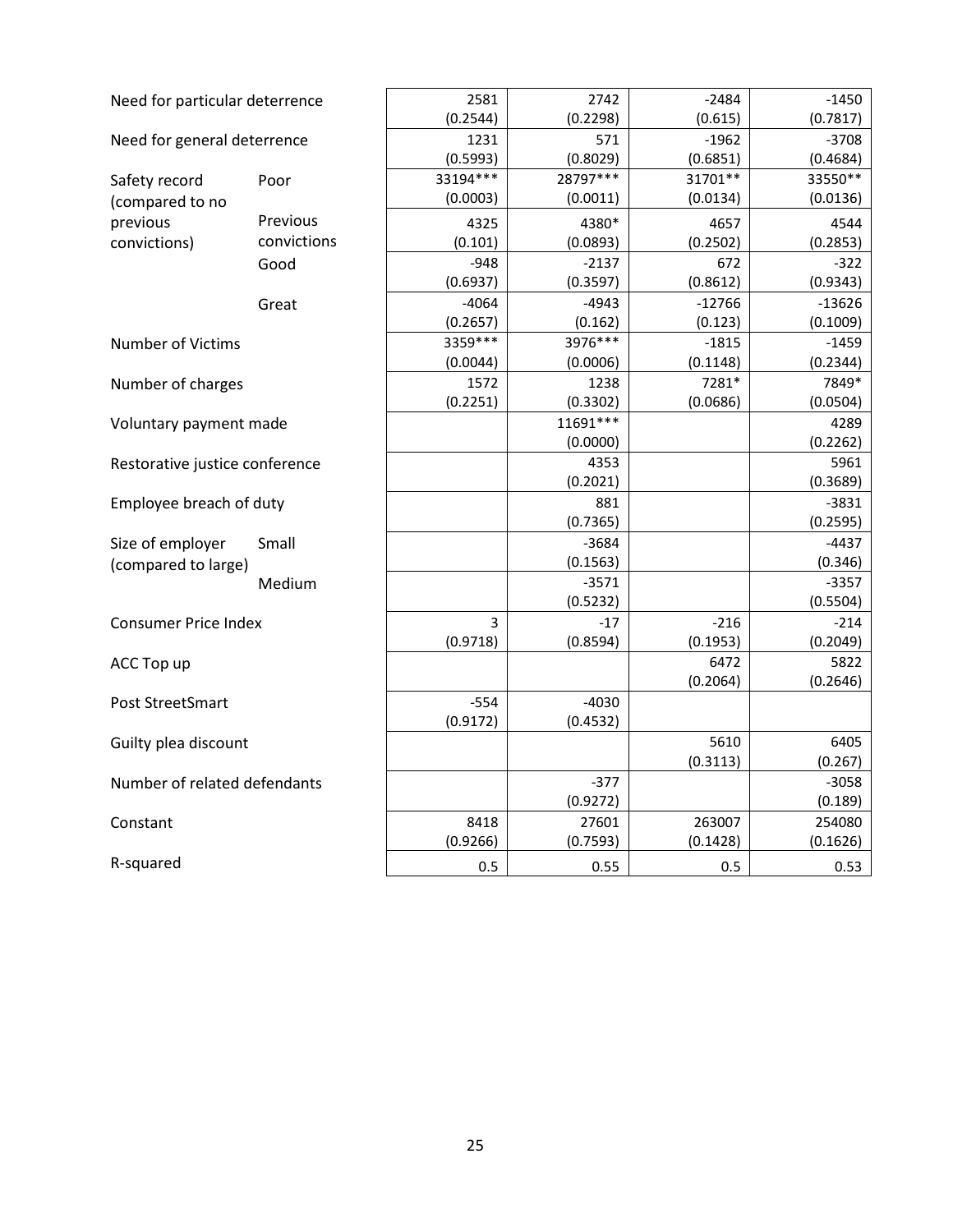| | | | | | |
|---|---|---|---|---|---|
| Need for particular deterrence | | 2581<br>(0.2544) | 2742<br>(0.2298) | -2484<br>(0.615) | -1450<br>(0.7817) |
| Need for general deterrence | | 1231<br>(0.5993) | 571<br>(0.8029) | -1962<br>(0.6851) | -3708<br>(0.4684) |
| Safety record (compared to no previous convictions) | Poor | 33194***<br>(0.0003) | 28797***<br>(0.0011) | 31701**<br>(0.0134) | 33550**<br>(0.0136) |
| | Previous convictions | 4325<br>(0.101) | 4380*<br>(0.0893) | 4657<br>(0.2502) | 4544<br>(0.2853) |
| | Good | -948<br>(0.6937) | -2137<br>(0.3597) | 672<br>(0.8612) | -322<br>(0.9343) |
| | Great | -4064<br>(0.2657) | -4943<br>(0.162) | -12766<br>(0.123) | -13626<br>(0.1009) |
| Number of Victims | | 3359***<br>(0.0044) | 3976***<br>(0.0006) | -1815<br>(0.1148) | -1459<br>(0.2344) |
| Number of charges | | 1572<br>(0.2251) | 1238<br>(0.3302) | 7281*<br>(0.0686) | 7849*<br>(0.0504) |
| Voluntary payment made | | | 11691***<br>(0.0000) | | 4289<br>(0.2262) |
| Restorative justice conference | | | 4353<br>(0.2021) | | 5961<br>(0.3689) |
| Employee breach of duty | | | 881<br>(0.7365) | | -3831<br>(0.2595) |
| Size of employer (compared to large) | Small | | -3684<br>(0.1563) | | -4437<br>(0.346) |
| | Medium | | -3571<br>(0.5232) | | -3357<br>(0.5504) |
| Consumer Price Index | | 3<br>(0.9718) | -17<br>(0.8594) | -216<br>(0.1953) | -214<br>(0.2049) |
| ACC Top up | | | | 6472<br>(0.2064) | 5822<br>(0.2646) |
| Post StreetSmart | | -554<br>(0.9172) | -4030<br>(0.4532) | | |
| Guilty plea discount | | | | 5610<br>(0.3113) | 6405<br>(0.267) |
| Number of related defendants | | | -377<br>(0.9272) | | -3058<br>(0.189) |
| Constant | | 8418<br>(0.9266) | 27601<br>(0.7593) | 263007<br>(0.1428) | 254080<br>(0.1626) |
| R-squared | | 0.5 | 0.55 | 0.5 | 0.53 |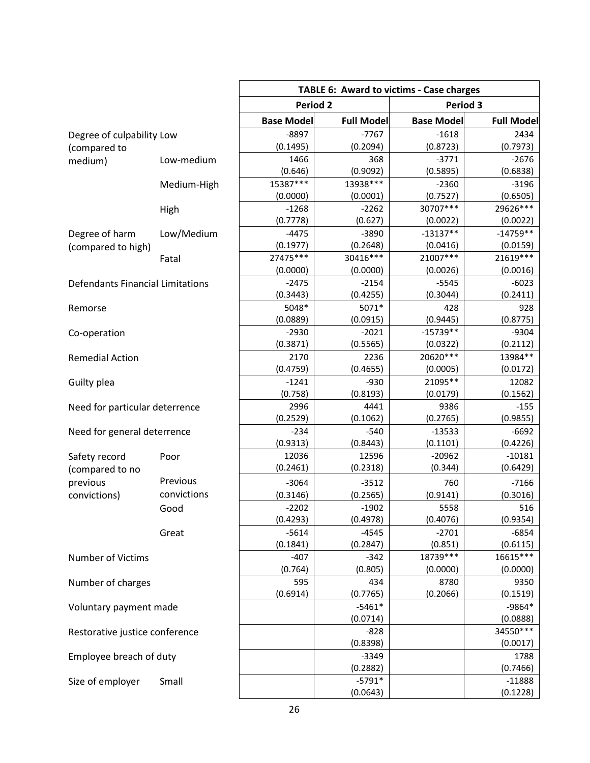| | | TABLE 6: Award to victims - Case charges | | | |
|---|---|---|---|---|---|
| | | Period 2 | | Period 3 | |
| | | Base Model | Full Model | Base Model | Full Model |
| Degree of culpability (compared to medium) | Low | -8897<br>(0.1495) | -7767<br>(0.2094) | -1618<br>(0.8723) | 2434<br>(0.7973) |
| | Low-medium | 1466<br>(0.646) | 368<br>(0.9092) | -3771<br>(0.5895) | -2676<br>(0.6838) |
| | Medium-High | 15387***<br>(0.0000) | 13938***<br>(0.0001) | -2360<br>(0.7527) | -3196<br>(0.6505) |
| | High | -1268<br>(0.7778) | -2262<br>(0.627) | 30707***<br>(0.0022) | 29626***<br>(0.0022) |
| Degree of harm (compared to high) | Low/Medium | -4475<br>(0.1977) | -3890<br>(0.2648) | -13137**<br>(0.0416) | -14759**<br>(0.0159) |
| | Fatal | 27475***<br>(0.0000) | 30416***<br>(0.0000) | 21007***<br>(0.0026) | 21619***<br>(0.0016) |
| Defendants Financial Limitations | | -2475<br>(0.3443) | -2154<br>(0.4255) | -5545<br>(0.3044) | -6023<br>(0.2411) |
| Remorse | | 5048*<br>(0.0889) | 5071*<br>(0.0915) | 428<br>(0.9445) | 928<br>(0.8775) |
| Co-operation | | -2930<br>(0.3871) | -2021<br>(0.5565) | -15739**<br>(0.0322) | -9304<br>(0.2112) |
| Remedial Action | | 2170<br>(0.4759) | 2236<br>(0.4655) | 20620***<br>(0.0005) | 13984**<br>(0.0172) |
| Guilty plea | | -1241<br>(0.758) | -930<br>(0.8193) | 21095**<br>(0.0179) | 12082<br>(0.1562) |
| Need for particular deterrence | | 2996<br>(0.2529) | 4441<br>(0.1062) | 9386<br>(0.2765) | -155<br>(0.9855) |
| Need for general deterrence | | -234<br>(0.9313) | -540<br>(0.8443) | -13533<br>(0.1101) | -6692<br>(0.4226) |
| Safety record (compared to no previous convictions) | Poor | 12036<br>(0.2461) | 12596<br>(0.2318) | -20962<br>(0.344) | -10181<br>(0.6429) |
| | Previous convictions | -3064<br>(0.3146) | -3512<br>(0.2565) | 760<br>(0.9141) | -7166<br>(0.3016) |
| | Good | -2202<br>(0.4293) | -1902<br>(0.4978) | 5558<br>(0.4076) | 516<br>(0.9354) |
| | Great | -5614<br>(0.1841) | -4545<br>(0.2847) | -2701<br>(0.851) | -6854<br>(0.6115) |
| Number of Victims | | -407<br>(0.764) | -342<br>(0.805) | 18739***<br>(0.0000) | 16615***<br>(0.0000) |
| Number of charges | | 595<br>(0.6914) | 434<br>(0.7765) | 8780<br>(0.2066) | 9350<br>(0.1519) |
| Voluntary payment made | | | -5461*<br>(0.0714) | | -9864*<br>(0.0888) |
| Restorative justice conference | | | -828<br>(0.8398) | | 34550***<br>(0.0017) |
| Employee breach of duty | | | -3349<br>(0.2882) | | 1788<br>(0.7466) |
| Size of employer | Small | | -5791*<br>(0.0643) | | -11888<br>(0.1228) |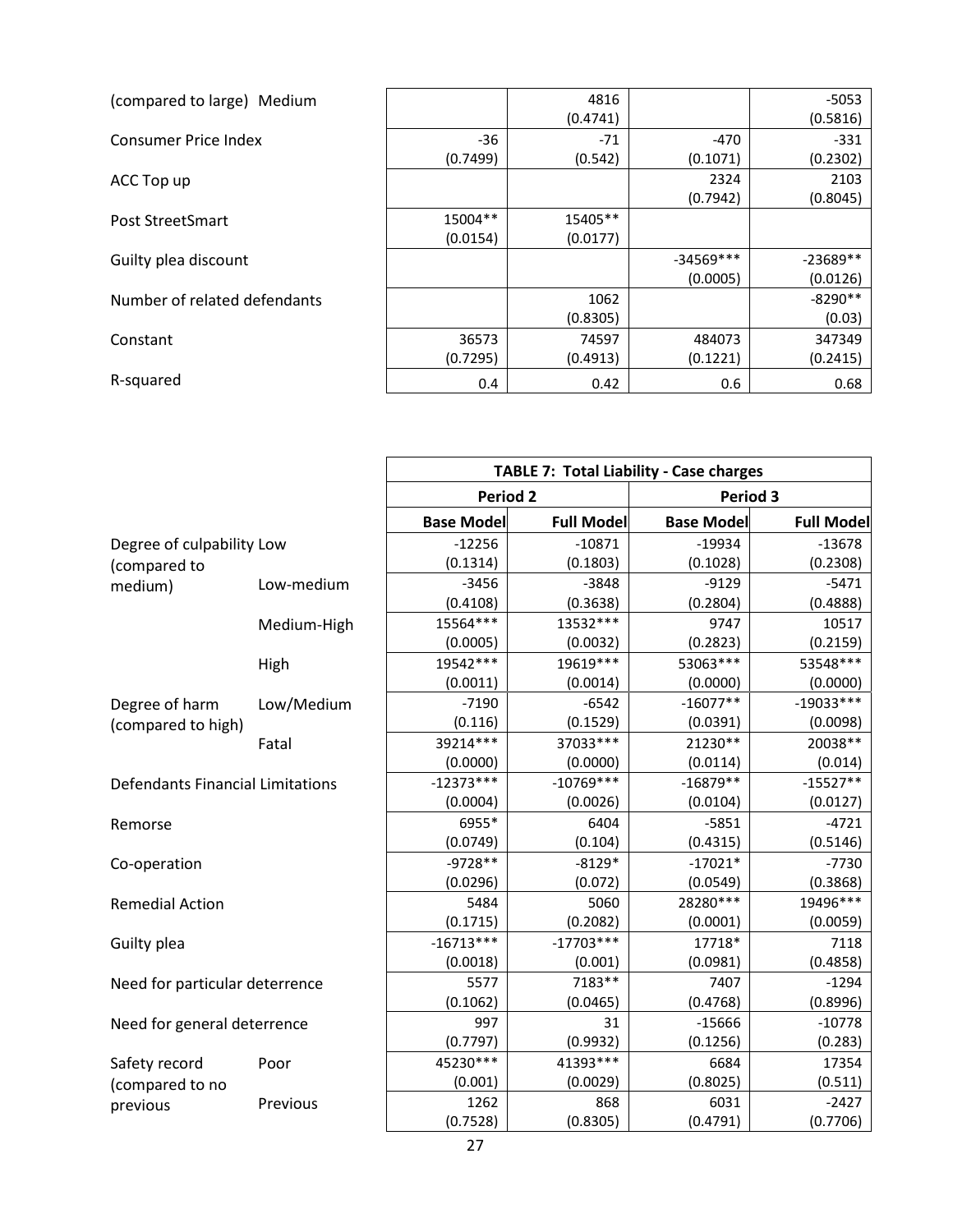| | | | | | |
|---|---|---|---|---|---|
| (compared to large) | Medium | | 4816<br>(0.4741) | | -5053<br>(0.5816) |
| Consumer Price Index | | -36<br>(0.7499) | -71<br>(0.542) | -470<br>(0.1071) | -331<br>(0.2302) |
| ACC Top up | | | | 2324<br>(0.7942) | 2103<br>(0.8045) |
| Post StreetSmart | | 15004**<br>(0.0154) | 15405**<br>(0.0177) | | |
| Guilty plea discount | | | | -34569***<br>(0.0005) | -23689**<br>(0.0126) |
| Number of related defendants | | | 1062<br>(0.8305) | | -8290**<br>(0.03) |
| Constant | | 36573<br>(0.7295) | 74597<br>(0.4913) | 484073<br>(0.1221) | 347349<br>(0.2415) |
| R-squared | | 0.4 | 0.42 | 0.6 | 0.68 |

| | | **TABLE 7: Total Liability - Case charges** | | | |
|---|---|---|---|---|---|
| | | **Period 2** | | **Period 3** | |
| | | **Base Model** | **Full Model** | **Base Model** | **Full Model** |
| Degree of culpability (compared to medium) | Low | -12256<br>(0.1314) | -10871<br>(0.1803) | -19934<br>(0.1028) | -13678<br>(0.2308) |
| | Low-medium | -3456<br>(0.4108) | -3848<br>(0.3638) | -9129<br>(0.2804) | -5471<br>(0.4888) |
| | Medium-High | 15564***<br>(0.0005) | 13532***<br>(0.0032) | 9747<br>(0.2823) | 10517<br>(0.2159) |
| | High | 19542***<br>(0.0011) | 19619***<br>(0.0014) | 53063***<br>(0.0000) | 53548***<br>(0.0000) |
| Degree of harm (compared to high) | Low/Medium | -7190<br>(0.116) | -6542<br>(0.1529) | -16077**<br>(0.0391) | -19033***<br>(0.0098) |
| | Fatal | 39214***<br>(0.0000) | 37033***<br>(0.0000) | 21230**<br>(0.0114) | 20038**<br>(0.014) |
| Defendants Financial Limitations | | -12373***<br>(0.0004) | -10769***<br>(0.0026) | -16879**<br>(0.0104) | -15527**<br>(0.0127) |
| Remorse | | 6955*<br>(0.0749) | 6404<br>(0.104) | -5851<br>(0.4315) | -4721<br>(0.5146) |
| Co-operation | | -9728**<br>(0.0296) | -8129*<br>(0.072) | -17021*<br>(0.0549) | -7730<br>(0.3868) |
| Remedial Action | | 5484<br>(0.1715) | 5060<br>(0.2082) | 28280***<br>(0.0001) | 19496***<br>(0.0059) |
| Guilty plea | | -16713***<br>(0.0018) | -17703***<br>(0.001) | 17718*<br>(0.0981) | 7118<br>(0.4858) |
| Need for particular deterrence | | 5577<br>(0.1062) | 7183**<br>(0.0465) | 7407<br>(0.4768) | -1294<br>(0.8996) |
| Need for general deterrence | | 997<br>(0.7797) | 31<br>(0.9932) | -15666<br>(0.1256) | -10778<br>(0.283) |
| Safety record (compared to no previous | Poor | 45230***<br>(0.001) | 41393***<br>(0.0029) | 6684<br>(0.8025) | 17354<br>(0.511) |
| | Previous | 1262<br>(0.7528) | 868<br>(0.8305) | 6031<br>(0.4791) | -2427<br>(0.7706) |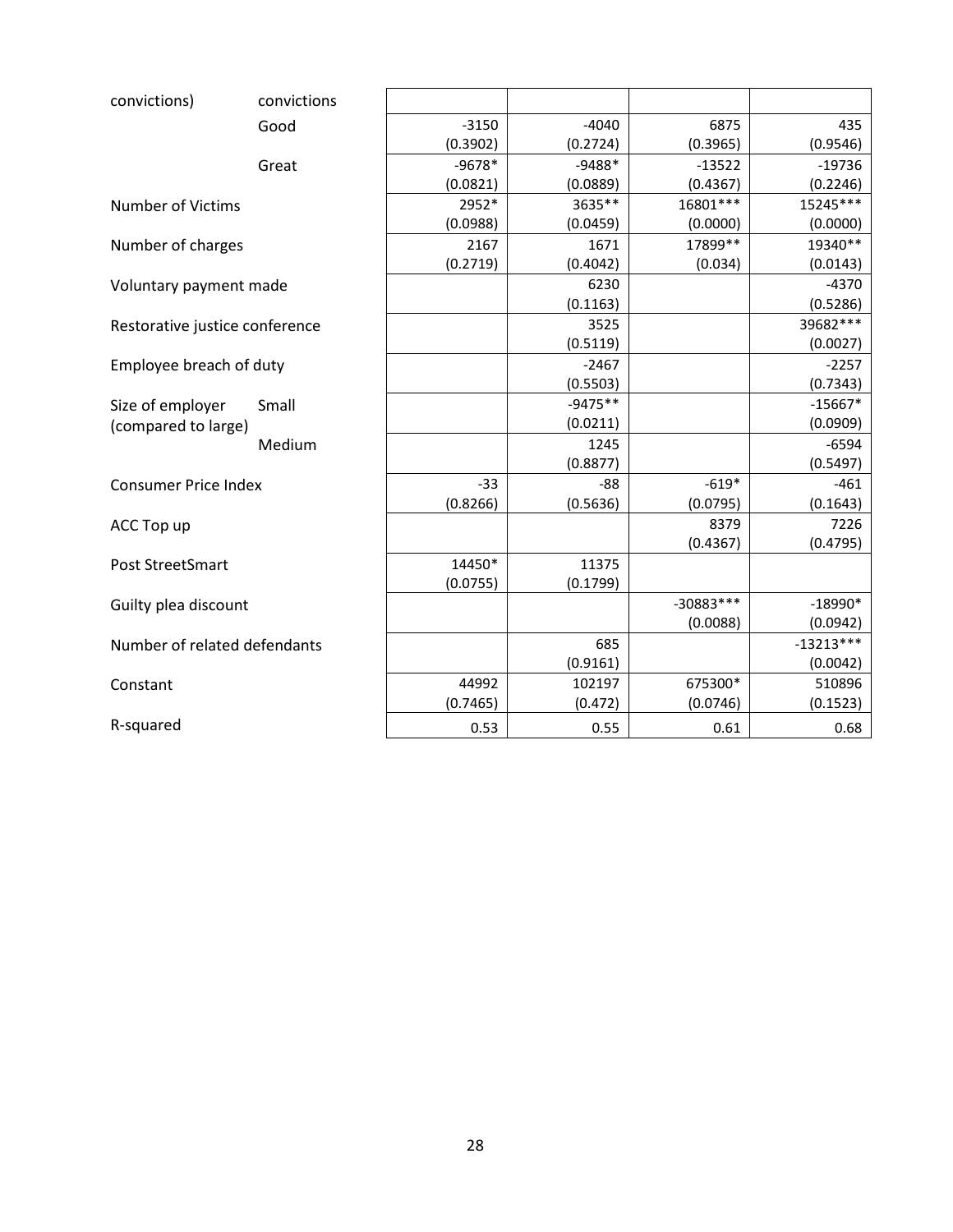| | | | | | |
|---|---|---|---|---|---|
| convictions) | convictions | | | | |
| | Good | -3150 | -4040 | 6875 | 435 |
| | | (0.3902) | (0.2724) | (0.3965) | (0.9546) |
| | Great | -9678* | -9488* | -13522 | -19736 |
| | | (0.0821) | (0.0889) | (0.4367) | (0.2246) |
| Number of Victims | | 2952* | 3635** | 16801*** | 15245*** |
| | | (0.0988) | (0.0459) | (0.0000) | (0.0000) |
| Number of charges | | 2167 | 1671 | 17899** | 19340** |
| | | (0.2719) | (0.4042) | (0.034) | (0.0143) |
| Voluntary payment made | | | 6230 | | -4370 |
| | | | (0.1163) | | (0.5286) |
| Restorative justice conference | | | 3525 | | 39682*** |
| | | | (0.5119) | | (0.0027) |
| Employee breach of duty | | | -2467 | | -2257 |
| | | | (0.5503) | | (0.7343) |
| Size of employer (compared to large) | Small | | -9475** | | -15667* |
| | | | (0.0211) | | (0.0909) |
| | Medium | | 1245 | | -6594 |
| | | | (0.8877) | | (0.5497) |
| Consumer Price Index | | -33 | -88 | -619* | -461 |
| | | (0.8266) | (0.5636) | (0.0795) | (0.1643) |
| ACC Top up | | | | 8379 | 7226 |
| | | | | (0.4367) | (0.4795) |
| Post StreetSmart | | 14450* | 11375 | | |
| | | (0.0755) | (0.1799) | | |
| Guilty plea discount | | | | -30883*** | -18990* |
| | | | | (0.0088) | (0.0942) |
| Number of related defendants | | | 685 | | -13213*** |
| | | | (0.9161) | | (0.0042) |
| Constant | | 44992 | 102197 | 675300* | 510896 |
| | | (0.7465) | (0.472) | (0.0746) | (0.1523) |
| R-squared | | 0.53 | 0.55 | 0.61 | 0.68 |